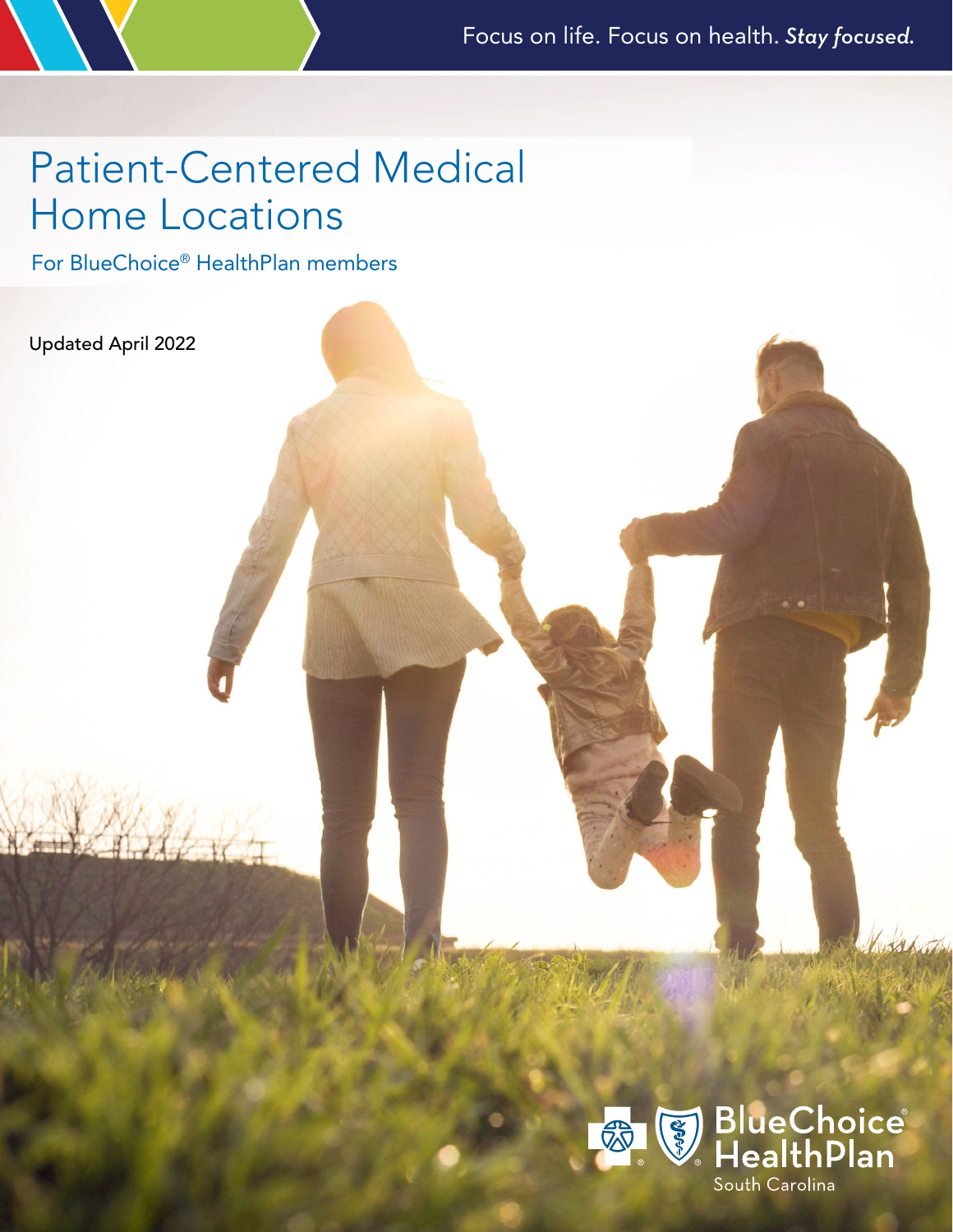Focus on life. Focus on health. *Stay focused.*

# Patient-Centered Medical Home Locations

For BlueChoice® HealthPlan members

Updated April 2022

BlueChoice® HealthPlan
South Carolina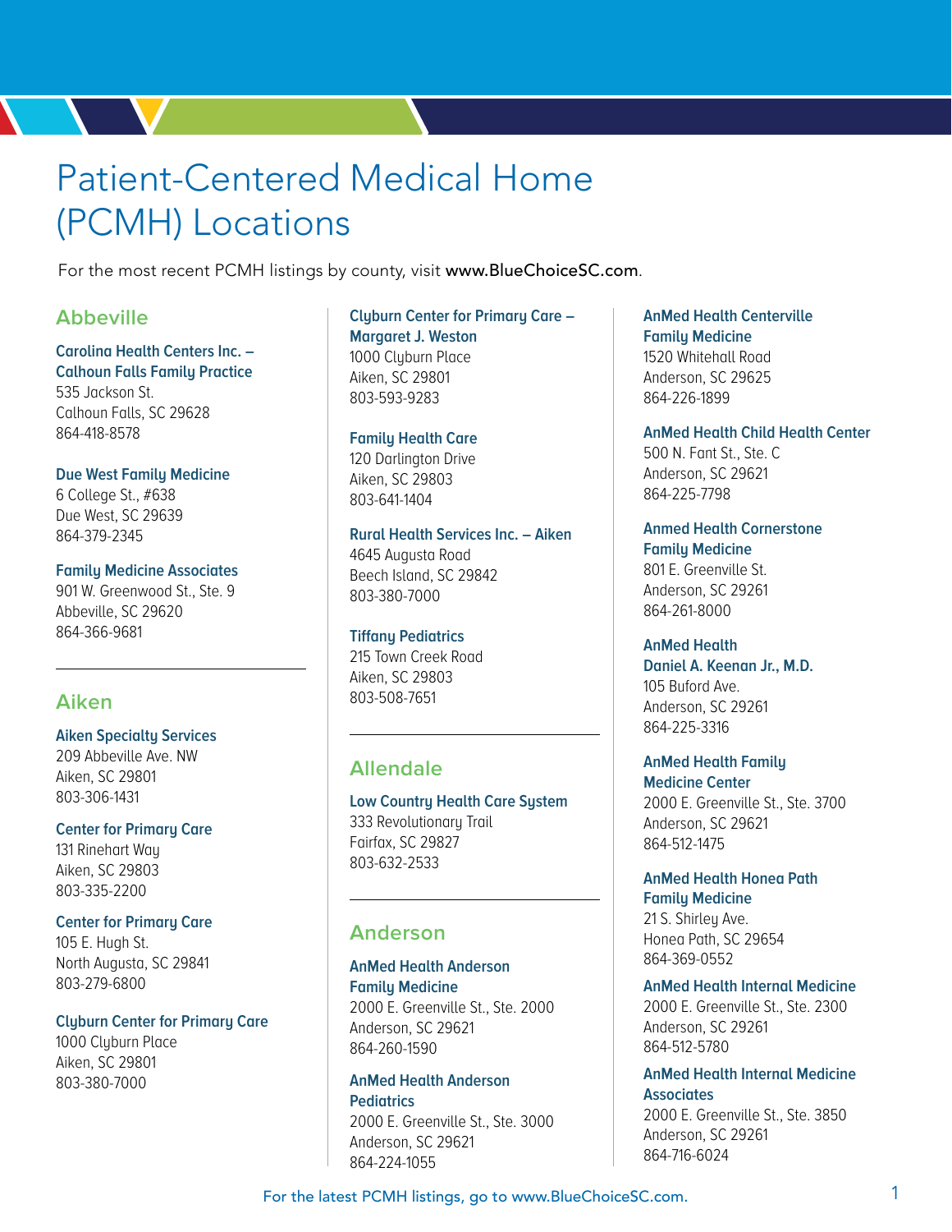# Patient-Centered Medical Home (PCMH) Locations

For the most recent PCMH listings by county, visit **www.BlueChoiceSC.com**.

## Abbeville

**Carolina Health Centers Inc. – Calhoun Falls Family Practice**
535 Jackson St.
Calhoun Falls, SC 29628
864-418-8578

**Due West Family Medicine**
6 College St., #638
Due West, SC 29639
864-379-2345

**Family Medicine Associates**
901 W. Greenwood St., Ste. 9
Abbeville, SC 29620
864-366-9681

## Aiken

**Aiken Specialty Services**
209 Abbeville Ave. NW
Aiken, SC 29801
803-306-1431

**Center for Primary Care**
131 Rinehart Way
Aiken, SC 29803
803-335-2200

**Center for Primary Care**
105 E. Hugh St.
North Augusta, SC 29841
803-279-6800

**Clyburn Center for Primary Care**
1000 Clyburn Place
Aiken, SC 29801
803-380-7000

**Clyburn Center for Primary Care – Margaret J. Weston**
1000 Clyburn Place
Aiken, SC 29801
803-593-9283

**Family Health Care**
120 Darlington Drive
Aiken, SC 29803
803-641-1404

**Rural Health Services Inc. – Aiken**
4645 Augusta Road
Beech Island, SC 29842
803-380-7000

**Tiffany Pediatrics**
215 Town Creek Road
Aiken, SC 29803
803-508-7651

## Allendale

**Low Country Health Care System**
333 Revolutionary Trail
Fairfax, SC 29827
803-632-2533

## Anderson

**AnMed Health Anderson Family Medicine**
2000 E. Greenville St., Ste. 2000
Anderson, SC 29621
864-260-1590

**AnMed Health Anderson Pediatrics**
2000 E. Greenville St., Ste. 3000
Anderson, SC 29621
864-224-1055

**AnMed Health Centerville Family Medicine**
1520 Whitehall Road
Anderson, SC 29625
864-226-1899

**AnMed Health Child Health Center**
500 N. Fant St., Ste. C
Anderson, SC 29621
864-225-7798

**Anmed Health Cornerstone Family Medicine**
801 E. Greenville St.
Anderson, SC 29261
864-261-8000

**AnMed Health Daniel A. Keenan Jr., M.D.**
105 Buford Ave.
Anderson, SC 29261
864-225-3316

**AnMed Health Family Medicine Center**
2000 E. Greenville St., Ste. 3700
Anderson, SC 29621
864-512-1475

**AnMed Health Honea Path Family Medicine**
21 S. Shirley Ave.
Honea Path, SC 29654
864-369-0552

**AnMed Health Internal Medicine**
2000 E. Greenville St., Ste. 2300
Anderson, SC 29261
864-512-5780

**AnMed Health Internal Medicine Associates**
2000 E. Greenville St., Ste. 3850
Anderson, SC 29261
864-716-6024

For the latest PCMH listings, go to www.BlueChoiceSC.com.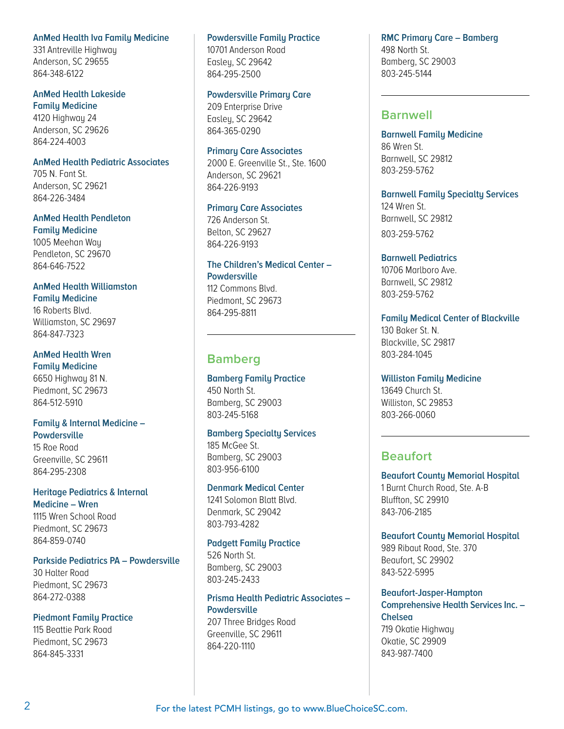**AnMed Health Iva Family Medicine**
331 Antreville Highway
Anderson, SC 29655
864-348-6122

**AnMed Health Lakeside Family Medicine**
4120 Highway 24
Anderson, SC 29626
864-224-4003

**AnMed Health Pediatric Associates**
705 N. Fant St.
Anderson, SC 29621
864-226-3484

**AnMed Health Pendleton Family Medicine**
1005 Meehan Way
Pendleton, SC 29670
864-646-7522

**AnMed Health Williamston Family Medicine**
16 Roberts Blvd.
Williamston, SC 29697
864-847-7323

**AnMed Health Wren Family Medicine**
6650 Highway 81 N.
Piedmont, SC 29673
864-512-5910

**Family & Internal Medicine – Powdersville**
15 Roe Road
Greenville, SC 29611
864-295-2308

**Heritage Pediatrics & Internal Medicine – Wren**
1115 Wren School Road
Piedmont, SC 29673
864-859-0740

**Parkside Pediatrics PA – Powdersville**
30 Halter Road
Piedmont, SC 29673
864-272-0388

**Piedmont Family Practice**
115 Beattie Park Road
Piedmont, SC 29673
864-845-3331

**Powdersville Family Practice**
10701 Anderson Road
Easley, SC 29642
864-295-2500

**Powdersville Primary Care**
209 Enterprise Drive
Easley, SC 29642
864-365-0290

**Primary Care Associates**
2000 E. Greenville St., Ste. 1600
Anderson, SC 29621
864-226-9193

**Primary Care Associates**
726 Anderson St.
Belton, SC 29627
864-226-9193

**The Children's Medical Center – Powdersville**
112 Commons Blvd.
Piedmont, SC 29673
864-295-8811

## Bamberg

**Bamberg Family Practice**
450 North St.
Bamberg, SC 29003
803-245-5168

**Bamberg Specialty Services**
185 McGee St.
Bamberg, SC 29003
803-956-6100

**Denmark Medical Center**
1241 Solomon Blatt Blvd.
Denmark, SC 29042
803-793-4282

**Padgett Family Practice**
526 North St.
Bamberg, SC 29003
803-245-2433

**Prisma Health Pediatric Associates – Powdersville**
207 Three Bridges Road
Greenville, SC 29611
864-220-1110

**RMC Primary Care – Bamberg**
498 North St.
Bamberg, SC 29003
803-245-5144

## Barnwell

**Barnwell Family Medicine**
86 Wren St.
Barnwell, SC 29812
803-259-5762

**Barnwell Family Specialty Services**
124 Wren St.
Barnwell, SC 29812
803-259-5762

**Barnwell Pediatrics**
10706 Marlboro Ave.
Barnwell, SC 29812
803-259-5762

**Family Medical Center of Blackville**
130 Baker St. N.
Blackville, SC 29817
803-284-1045

**Williston Family Medicine**
13649 Church St.
Williston, SC 29853
803-266-0060

## Beaufort

**Beaufort County Memorial Hospital**
1 Burnt Church Road, Ste. A-B
Bluffton, SC 29910
843-706-2185

**Beaufort County Memorial Hospital**
989 Ribaut Road, Ste. 370
Beaufort, SC 29902
843-522-5995

**Beaufort-Jasper-Hampton Comprehensive Health Services Inc. – Chelsea**
719 Okatie Highway
Okatie, SC 29909
843-987-7400

For the latest PCMH listings, go to www.BlueChoiceSC.com.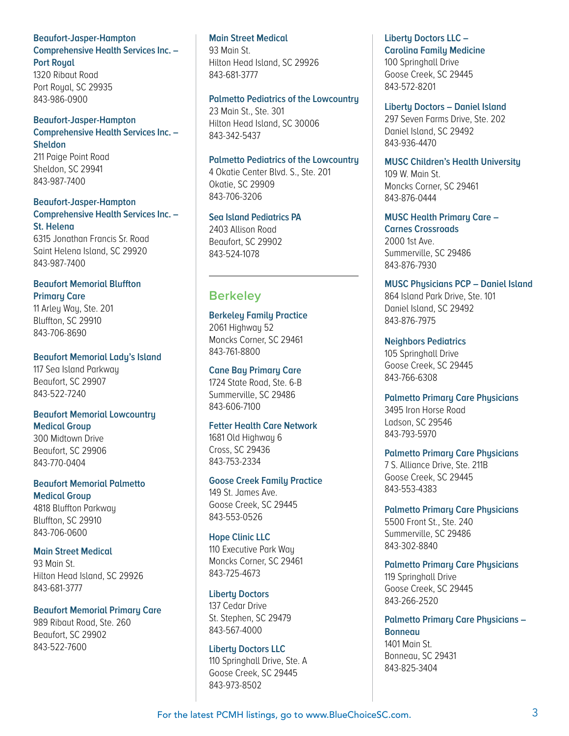**Beaufort-Jasper-Hampton Comprehensive Health Services Inc. – Port Royal**
1320 Ribaut Road
Port Royal, SC 29935
843-986-0900

**Beaufort-Jasper-Hampton Comprehensive Health Services Inc. – Sheldon**
211 Paige Point Road
Sheldon, SC 29941
843-987-7400

**Beaufort-Jasper-Hampton Comprehensive Health Services Inc. – St. Helena**
6315 Jonathan Francis Sr. Road
Saint Helena Island, SC 29920
843-987-7400

**Beaufort Memorial Bluffton Primary Care**
11 Arley Way, Ste. 201
Bluffton, SC 29910
843-706-8690

**Beaufort Memorial Lady's Island**
117 Sea Island Parkway
Beaufort, SC 29907
843-522-7240

**Beaufort Memorial Lowcountry Medical Group**
300 Midtown Drive
Beaufort, SC 29906
843-770-0404

**Beaufort Memorial Palmetto Medical Group**
4818 Bluffton Parkway
Bluffton, SC 29910
843-706-0600

**Main Street Medical**
93 Main St.
Hilton Head Island, SC 29926
843-681-3777

**Beaufort Memorial Primary Care**
989 Ribaut Road, Ste. 260
Beaufort, SC 29902
843-522-7600

**Main Street Medical**
93 Main St.
Hilton Head Island, SC 29926
843-681-3777

**Palmetto Pediatrics of the Lowcountry**
23 Main St., Ste. 301
Hilton Head Island, SC 30006
843-342-5437

**Palmetto Pediatrics of the Lowcountry**
4 Okatie Center Blvd. S., Ste. 201
Okatie, SC 29909
843-706-3206

**Sea Island Pediatrics PA**
2403 Allison Road
Beaufort, SC 29902
843-524-1078

## Berkeley

**Berkeley Family Practice**
2061 Highway 52
Moncks Corner, SC 29461
843-761-8800

**Cane Bay Primary Care**
1724 State Road, Ste. 6-B
Summerville, SC 29486
843-606-7100

**Fetter Health Care Network**
1681 Old Highway 6
Cross, SC 29436
843-753-2334

**Goose Creek Family Practice**
149 St. James Ave.
Goose Creek, SC 29445
843-553-0526

**Hope Clinic LLC**
110 Executive Park Way
Moncks Corner, SC 29461
843-725-4673

**Liberty Doctors**
137 Cedar Drive
St. Stephen, SC 29479
843-567-4000

**Liberty Doctors LLC**
110 Springhall Drive, Ste. A
Goose Creek, SC 29445
843-973-8502

**Liberty Doctors LLC – Carolina Family Medicine**
100 Springhall Drive
Goose Creek, SC 29445
843-572-8201

**Liberty Doctors – Daniel Island**
297 Seven Farms Drive, Ste. 202
Daniel Island, SC 29492
843-936-4470

**MUSC Children's Health University**
109 W. Main St.
Moncks Corner, SC 29461
843-876-0444

**MUSC Health Primary Care – Carnes Crossroads**
2000 1st Ave.
Summerville, SC 29486
843-876-7930

**MUSC Physicians PCP – Daniel Island**
864 Island Park Drive, Ste. 101
Daniel Island, SC 29492
843-876-7975

**Neighbors Pediatrics**
105 Springhall Drive
Goose Creek, SC 29445
843-766-6308

**Palmetto Primary Care Physicians**
3495 Iron Horse Road
Ladson, SC 29546
843-793-5970

**Palmetto Primary Care Physicians**
7 S. Alliance Drive, Ste. 211B
Goose Creek, SC 29445
843-553-4383

**Palmetto Primary Care Physicians**
5500 Front St., Ste. 240
Summerville, SC 29486
843-302-8840

**Palmetto Primary Care Physicians**
119 Springhall Drive
Goose Creek, SC 29445
843-266-2520

**Palmetto Primary Care Physicians – Bonneau**
1401 Main St.
Bonneau, SC 29431
843-825-3404

For the latest PCMH listings, go to www.BlueChoiceSC.com.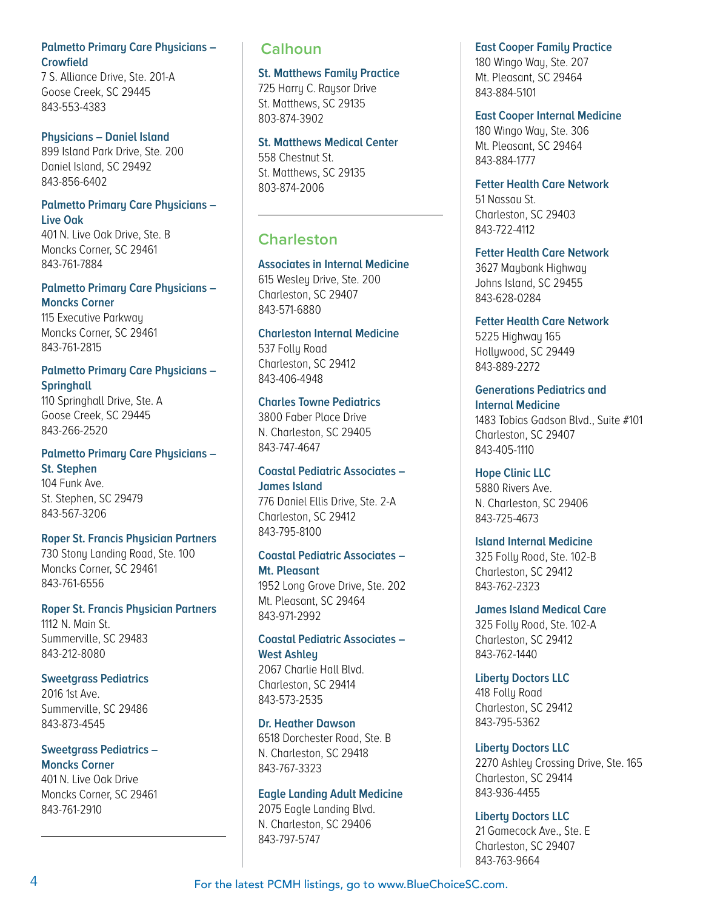**Palmetto Primary Care Physicians – Crowfield**
7 S. Alliance Drive, Ste. 201-A
Goose Creek, SC 29445
843-553-4383

**Physicians – Daniel Island**
899 Island Park Drive, Ste. 200
Daniel Island, SC 29492
843-856-6402

**Palmetto Primary Care Physicians – Live Oak**
401 N. Live Oak Drive, Ste. B
Moncks Corner, SC 29461
843-761-7884

**Palmetto Primary Care Physicians – Moncks Corner**
115 Executive Parkway
Moncks Corner, SC 29461
843-761-2815

**Palmetto Primary Care Physicians – Springhall**
110 Springhall Drive, Ste. A
Goose Creek, SC 29445
843-266-2520

**Palmetto Primary Care Physicians – St. Stephen**
104 Funk Ave.
St. Stephen, SC 29479
843-567-3206

**Roper St. Francis Physician Partners**
730 Stony Landing Road, Ste. 100
Moncks Corner, SC 29461
843-761-6556

**Roper St. Francis Physician Partners**
1112 N. Main St.
Summerville, SC 29483
843-212-8080

**Sweetgrass Pediatrics**
2016 1st Ave.
Summerville, SC 29486
843-873-4545

**Sweetgrass Pediatrics – Moncks Corner**
401 N. Live Oak Drive
Moncks Corner, SC 29461
843-761-2910

## Calhoun

**St. Matthews Family Practice**
725 Harry C. Raysor Drive
St. Matthews, SC 29135
803-874-3902

**St. Matthews Medical Center**
558 Chestnut St.
St. Matthews, SC 29135
803-874-2006

## Charleston

**Associates in Internal Medicine**
615 Wesley Drive, Ste. 200
Charleston, SC 29407
843-571-6880

**Charleston Internal Medicine**
537 Folly Road
Charleston, SC 29412
843-406-4948

**Charles Towne Pediatrics**
3800 Faber Place Drive
N. Charleston, SC 29405
843-747-4647

**Coastal Pediatric Associates – James Island**
776 Daniel Ellis Drive, Ste. 2-A
Charleston, SC 29412
843-795-8100

**Coastal Pediatric Associates – Mt. Pleasant**
1952 Long Grove Drive, Ste. 202
Mt. Pleasant, SC 29464
843-971-2992

**Coastal Pediatric Associates – West Ashley**
2067 Charlie Hall Blvd.
Charleston, SC 29414
843-573-2535

**Dr. Heather Dawson**
6518 Dorchester Road, Ste. B
N. Charleston, SC 29418
843-767-3323

**Eagle Landing Adult Medicine**
2075 Eagle Landing Blvd.
N. Charleston, SC 29406
843-797-5747

**East Cooper Family Practice**
180 Wingo Way, Ste. 207
Mt. Pleasant, SC 29464
843-884-5101

**East Cooper Internal Medicine**
180 Wingo Way, Ste. 306
Mt. Pleasant, SC 29464
843-884-1777

**Fetter Health Care Network**
51 Nassau St.
Charleston, SC 29403
843-722-4112

**Fetter Health Care Network**
3627 Maybank Highway
Johns Island, SC 29455
843-628-0284

**Fetter Health Care Network**
5225 Highway 165
Hollywood, SC 29449
843-889-2272

**Generations Pediatrics and Internal Medicine**
1483 Tobias Gadson Blvd., Suite #101
Charleston, SC 29407
843-405-1110

**Hope Clinic LLC**
5880 Rivers Ave.
N. Charleston, SC 29406
843-725-4673

**Island Internal Medicine**
325 Folly Road, Ste. 102-B
Charleston, SC 29412
843-762-2323

**James Island Medical Care**
325 Folly Road, Ste. 102-A
Charleston, SC 29412
843-762-1440

**Liberty Doctors LLC**
418 Folly Road
Charleston, SC 29412
843-795-5362

**Liberty Doctors LLC**
2270 Ashley Crossing Drive, Ste. 165
Charleston, SC 29414
843-936-4455

**Liberty Doctors LLC**
21 Gamecock Ave., Ste. E
Charleston, SC 29407
843-763-9664

For the latest PCMH listings, go to www.BlueChoiceSC.com.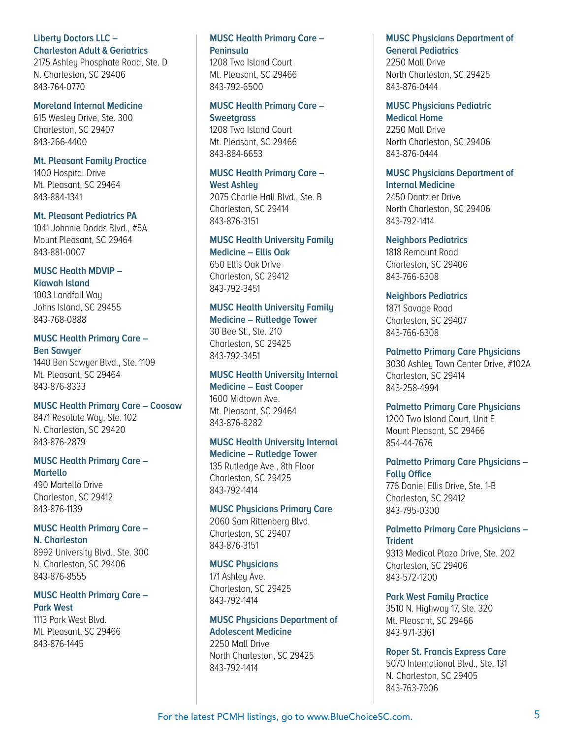**Liberty Doctors LLC – Charleston Adult & Geriatrics**
2175 Ashley Phosphate Road, Ste. D
N. Charleston, SC 29406
843-764-0770

**Moreland Internal Medicine**
615 Wesley Drive, Ste. 300
Charleston, SC 29407
843-266-4400

**Mt. Pleasant Family Practice**
1400 Hospital Drive
Mt. Pleasant, SC 29464
843-884-1341

**Mt. Pleasant Pediatrics PA**
1041 Johnnie Dodds Blvd., #5A
Mount Pleasant, SC 29464
843-881-0007

**MUSC Health MDVIP – Kiawah Island**
1003 Landfall Way
Johns Island, SC 29455
843-768-0888

**MUSC Health Primary Care – Ben Sawyer**
1440 Ben Sawyer Blvd., Ste. 1109
Mt. Pleasant, SC 29464
843-876-8333

**MUSC Health Primary Care – Coosaw**
8471 Resolute Way, Ste. 102
N. Charleston, SC 29420
843-876-2879

**MUSC Health Primary Care – Martello**
490 Martello Drive
Charleston, SC 29412
843-876-1139

**MUSC Health Primary Care – N. Charleston**
8992 University Blvd., Ste. 300
N. Charleston, SC 29406
843-876-8555

**MUSC Health Primary Care – Park West**
1113 Park West Blvd.
Mt. Pleasant, SC 29466
843-876-1445

**MUSC Health Primary Care – Peninsula**
1208 Two Island Court
Mt. Pleasant, SC 29466
843-792-6500

**MUSC Health Primary Care – Sweetgrass**
1208 Two Island Court
Mt. Pleasant, SC 29466
843-884-6653

**MUSC Health Primary Care – West Ashley**
2075 Charlie Hall Blvd., Ste. B
Charleston, SC 29414
843-876-3151

**MUSC Health University Family Medicine – Ellis Oak**
650 Ellis Oak Drive
Charleston, SC 29412
843-792-3451

**MUSC Health University Family Medicine – Rutledge Tower**
30 Bee St., Ste. 210
Charleston, SC 29425
843-792-3451

**MUSC Health University Internal Medicine – East Cooper**
1600 Midtown Ave.
Mt. Pleasant, SC 29464
843-876-8282

**MUSC Health University Internal Medicine – Rutledge Tower**
135 Rutledge Ave., 8th Floor
Charleston, SC 29425
843-792-1414

**MUSC Physicians Primary Care**
2060 Sam Rittenberg Blvd.
Charleston, SC 29407
843-876-3151

**MUSC Physicians**
171 Ashley Ave.
Charleston, SC 29425
843-792-1414

**MUSC Physicians Department of Adolescent Medicine**
2250 Mall Drive
North Charleston, SC 29425
843-792-1414

**MUSC Physicians Department of General Pediatrics**
2250 Mall Drive
North Charleston, SC 29425
843-876-0444

**MUSC Physicians Pediatric Medical Home**
2250 Mall Drive
North Charleston, SC 29406
843-876-0444

**MUSC Physicians Department of Internal Medicine**
2450 Dantzler Drive
North Charleston, SC 29406
843-792-1414

**Neighbors Pediatrics**
1818 Remount Road
Charleston, SC 29406
843-766-6308

**Neighbors Pediatrics**
1871 Savage Road
Charleston, SC 29407
843-766-6308

**Palmetto Primary Care Physicians**
3030 Ashley Town Center Drive, #102A
Charleston, SC 29414
843-258-4994

**Palmetto Primary Care Physicians**
1200 Two Island Court, Unit E
Mount Pleasant, SC 29466
854-44-7676

**Palmetto Primary Care Physicians – Folly Office**
776 Daniel Ellis Drive, Ste. 1-B
Charleston, SC 29412
843-795-0300

**Palmetto Primary Care Physicians – Trident**
9313 Medical Plaza Drive, Ste. 202
Charleston, SC 29406
843-572-1200

**Park West Family Practice**
3510 N. Highway 17, Ste. 320
Mt. Pleasant, SC 29466
843-971-3361

**Roper St. Francis Express Care**
5070 International Blvd., Ste. 131
N. Charleston, SC 29405
843-763-7906

For the latest PCMH listings, go to www.BlueChoiceSC.com.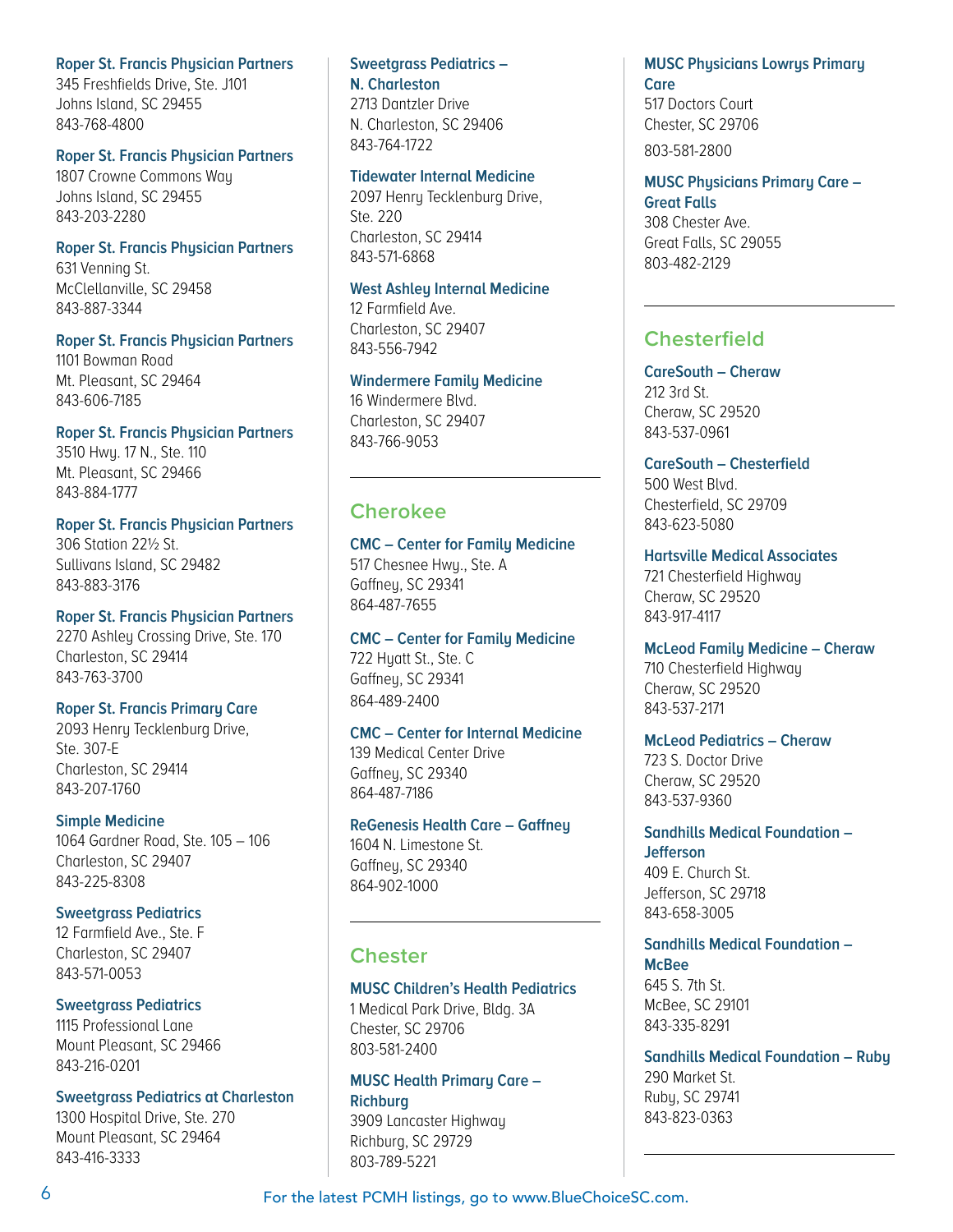**Roper St. Francis Physician Partners**
345 Freshfields Drive, Ste. J101
Johns Island, SC 29455
843-768-4800

**Roper St. Francis Physician Partners**
1807 Crowne Commons Way
Johns Island, SC 29455
843-203-2280

**Roper St. Francis Physician Partners**
631 Venning St.
McClellanville, SC 29458
843-887-3344

**Roper St. Francis Physician Partners**
1101 Bowman Road
Mt. Pleasant, SC 29464
843-606-7185

**Roper St. Francis Physician Partners**
3510 Hwy. 17 N., Ste. 110
Mt. Pleasant, SC 29466
843-884-1777

**Roper St. Francis Physician Partners**
306 Station 22½ St.
Sullivans Island, SC 29482
843-883-3176

**Roper St. Francis Physician Partners**
2270 Ashley Crossing Drive, Ste. 170
Charleston, SC 29414
843-763-3700

**Roper St. Francis Primary Care**
2093 Henry Tecklenburg Drive,
Ste. 307-E
Charleston, SC 29414
843-207-1760

**Simple Medicine**
1064 Gardner Road, Ste. 105 – 106
Charleston, SC 29407
843-225-8308

**Sweetgrass Pediatrics**
12 Farmfield Ave., Ste. F
Charleston, SC 29407
843-571-0053

**Sweetgrass Pediatrics**
1115 Professional Lane
Mount Pleasant, SC 29466
843-216-0201

**Sweetgrass Pediatrics at Charleston**
1300 Hospital Drive, Ste. 270
Mount Pleasant, SC 29464
843-416-3333

**Sweetgrass Pediatrics – N. Charleston**
2713 Dantzler Drive
N. Charleston, SC 29406
843-764-1722

**Tidewater Internal Medicine**
2097 Henry Tecklenburg Drive,
Ste. 220
Charleston, SC 29414
843-571-6868

**West Ashley Internal Medicine**
12 Farmfield Ave.
Charleston, SC 29407
843-556-7942

**Windermere Family Medicine**
16 Windermere Blvd.
Charleston, SC 29407
843-766-9053

## Cherokee

**CMC – Center for Family Medicine**
517 Chesnee Hwy., Ste. A
Gaffney, SC 29341
864-487-7655

**CMC – Center for Family Medicine**
722 Hyatt St., Ste. C
Gaffney, SC 29341
864-489-2400

**CMC – Center for Internal Medicine**
139 Medical Center Drive
Gaffney, SC 29340
864-487-7186

**ReGenesis Health Care – Gaffney**
1604 N. Limestone St.
Gaffney, SC 29340
864-902-1000

## Chester

**MUSC Children's Health Pediatrics**
1 Medical Park Drive, Bldg. 3A
Chester, SC 29706
803-581-2400

**MUSC Health Primary Care – Richburg**
3909 Lancaster Highway
Richburg, SC 29729
803-789-5221

**MUSC Physicians Lowrys Primary Care**
517 Doctors Court
Chester, SC 29706
803-581-2800

**MUSC Physicians Primary Care – Great Falls**
308 Chester Ave.
Great Falls, SC 29055
803-482-2129

## Chesterfield

**CareSouth – Cheraw**
212 3rd St.
Cheraw, SC 29520
843-537-0961

**CareSouth – Chesterfield**
500 West Blvd.
Chesterfield, SC 29709
843-623-5080

**Hartsville Medical Associates**
721 Chesterfield Highway
Cheraw, SC 29520
843-917-4117

**McLeod Family Medicine – Cheraw**
710 Chesterfield Highway
Cheraw, SC 29520
843-537-2171

**McLeod Pediatrics – Cheraw**
723 S. Doctor Drive
Cheraw, SC 29520
843-537-9360

**Sandhills Medical Foundation – Jefferson**
409 E. Church St.
Jefferson, SC 29718
843-658-3005

**Sandhills Medical Foundation – McBee**
645 S. 7th St.
McBee, SC 29101
843-335-8291

**Sandhills Medical Foundation – Ruby**
290 Market St.
Ruby, SC 29741
843-823-0363

For the latest PCMH listings, go to www.BlueChoiceSC.com.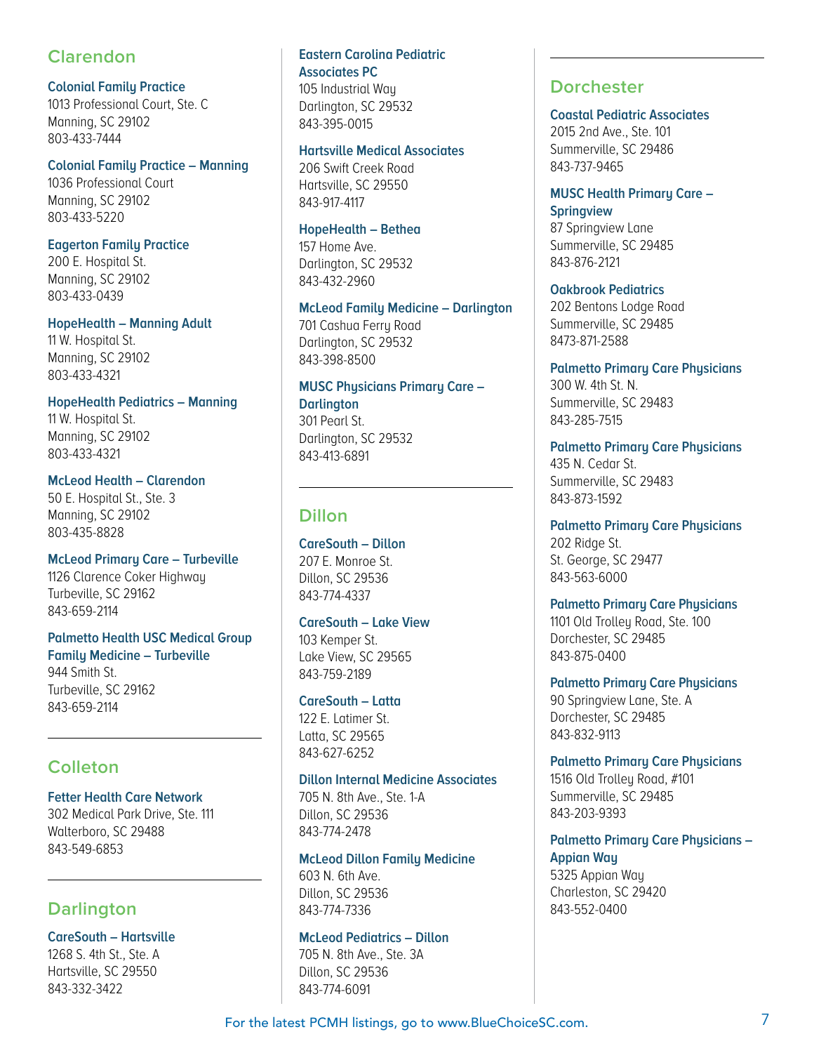## Clarendon

**Colonial Family Practice**
1013 Professional Court, Ste. C
Manning, SC 29102
803-433-7444

**Colonial Family Practice – Manning**
1036 Professional Court
Manning, SC 29102
803-433-5220

**Eagerton Family Practice**
200 E. Hospital St.
Manning, SC 29102
803-433-0439

**HopeHealth – Manning Adult**
11 W. Hospital St.
Manning, SC 29102
803-433-4321

**HopeHealth Pediatrics – Manning**
11 W. Hospital St.
Manning, SC 29102
803-433-4321

**McLeod Health – Clarendon**
50 E. Hospital St., Ste. 3
Manning, SC 29102
803-435-8828

**McLeod Primary Care – Turbeville**
1126 Clarence Coker Highway
Turbeville, SC 29162
843-659-2114

**Palmetto Health USC Medical Group Family Medicine – Turbeville**
944 Smith St.
Turbeville, SC 29162
843-659-2114

## Colleton

**Fetter Health Care Network**
302 Medical Park Drive, Ste. 111
Walterboro, SC 29488
843-549-6853

## Darlington

**CareSouth – Hartsville**
1268 S. 4th St., Ste. A
Hartsville, SC 29550
843-332-3422

**Eastern Carolina Pediatric Associates PC**
105 Industrial Way
Darlington, SC 29532
843-395-0015

**Hartsville Medical Associates**
206 Swift Creek Road
Hartsville, SC 29550
843-917-4117

**HopeHealth – Bethea**
157 Home Ave.
Darlington, SC 29532
843-432-2960

**McLeod Family Medicine – Darlington**
701 Cashua Ferry Road
Darlington, SC 29532
843-398-8500

**MUSC Physicians Primary Care – Darlington**
301 Pearl St.
Darlington, SC 29532
843-413-6891

## Dillon

**CareSouth – Dillon**
207 E. Monroe St.
Dillon, SC 29536
843-774-4337

**CareSouth – Lake View**
103 Kemper St.
Lake View, SC 29565
843-759-2189

**CareSouth – Latta**
122 E. Latimer St.
Latta, SC 29565
843-627-6252

**Dillon Internal Medicine Associates**
705 N. 8th Ave., Ste. 1-A
Dillon, SC 29536
843-774-2478

**McLeod Dillon Family Medicine**
603 N. 6th Ave.
Dillon, SC 29536
843-774-7336

**McLeod Pediatrics – Dillon**
705 N. 8th Ave., Ste. 3A
Dillon, SC 29536
843-774-6091

## Dorchester

**Coastal Pediatric Associates**
2015 2nd Ave., Ste. 101
Summerville, SC 29486
843-737-9465

**MUSC Health Primary Care – Springview**
87 Springview Lane
Summerville, SC 29485
843-876-2121

**Oakbrook Pediatrics**
202 Bentons Lodge Road
Summerville, SC 29485
8473-871-2588

**Palmetto Primary Care Physicians**
300 W. 4th St. N.
Summerville, SC 29483
843-285-7515

**Palmetto Primary Care Physicians**
435 N. Cedar St.
Summerville, SC 29483
843-873-1592

**Palmetto Primary Care Physicians**
202 Ridge St.
St. George, SC 29477
843-563-6000

**Palmetto Primary Care Physicians**
1101 Old Trolley Road, Ste. 100
Dorchester, SC 29485
843-875-0400

**Palmetto Primary Care Physicians**
90 Springview Lane, Ste. A
Dorchester, SC 29485
843-832-9113

**Palmetto Primary Care Physicians**
1516 Old Trolley Road, #101
Summerville, SC 29485
843-203-9393

**Palmetto Primary Care Physicians – Appian Way**
5325 Appian Way
Charleston, SC 29420
843-552-0400

For the latest PCMH listings, go to www.BlueChoiceSC.com.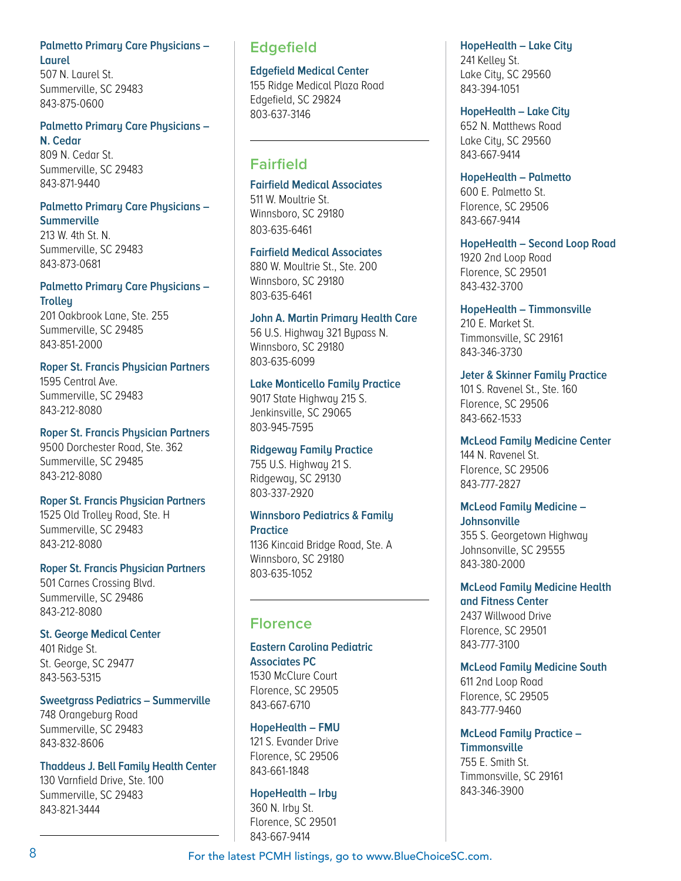**Palmetto Primary Care Physicians – Laurel**
507 N. Laurel St.
Summerville, SC 29483
843-875-0600

**Palmetto Primary Care Physicians – N. Cedar**
809 N. Cedar St.
Summerville, SC 29483
843-871-9440

**Palmetto Primary Care Physicians – Summerville**
213 W. 4th St. N.
Summerville, SC 29483
843-873-0681

**Palmetto Primary Care Physicians – Trolley**
201 Oakbrook Lane, Ste. 255
Summerville, SC 29485
843-851-2000

**Roper St. Francis Physician Partners**
1595 Central Ave.
Summerville, SC 29483
843-212-8080

**Roper St. Francis Physician Partners**
9500 Dorchester Road, Ste. 362
Summerville, SC 29485
843-212-8080

**Roper St. Francis Physician Partners**
1525 Old Trolley Road, Ste. H
Summerville, SC 29483
843-212-8080

**Roper St. Francis Physician Partners**
501 Carnes Crossing Blvd.
Summerville, SC 29486
843-212-8080

**St. George Medical Center**
401 Ridge St.
St. George, SC 29477
843-563-5315

**Sweetgrass Pediatrics – Summerville**
748 Orangeburg Road
Summerville, SC 29483
843-832-8606

**Thaddeus J. Bell Family Health Center**
130 Varnfield Drive, Ste. 100
Summerville, SC 29483
843-821-3444

## Edgefield

**Edgefield Medical Center**
155 Ridge Medical Plaza Road
Edgefield, SC 29824
803-637-3146

## Fairfield

**Fairfield Medical Associates**
511 W. Moultrie St.
Winnsboro, SC 29180
803-635-6461

**Fairfield Medical Associates**
880 W. Moultrie St., Ste. 200
Winnsboro, SC 29180
803-635-6461

**John A. Martin Primary Health Care**
56 U.S. Highway 321 Bypass N.
Winnsboro, SC 29180
803-635-6099

**Lake Monticello Family Practice**
9017 State Highway 215 S.
Jenkinsville, SC 29065
803-945-7595

**Ridgeway Family Practice**
755 U.S. Highway 21 S.
Ridgeway, SC 29130
803-337-2920

**Winnsboro Pediatrics & Family Practice**
1136 Kincaid Bridge Road, Ste. A
Winnsboro, SC 29180
803-635-1052

## Florence

**Eastern Carolina Pediatric Associates PC**
1530 McClure Court
Florence, SC 29505
843-667-6710

**HopeHealth – FMU**
121 S. Evander Drive
Florence, SC 29506
843-661-1848

**HopeHealth – Irby**
360 N. Irby St.
Florence, SC 29501
843-667-9414

**HopeHealth – Lake City**
241 Kelley St.
Lake City, SC 29560
843-394-1051

**HopeHealth – Lake City**
652 N. Matthews Road
Lake City, SC 29560
843-667-9414

**HopeHealth – Palmetto**
600 E. Palmetto St.
Florence, SC 29506
843-667-9414

**HopeHealth – Second Loop Road**
1920 2nd Loop Road
Florence, SC 29501
843-432-3700

**HopeHealth – Timmonsville**
210 E. Market St.
Timmonsville, SC 29161
843-346-3730

**Jeter & Skinner Family Practice**
101 S. Ravenel St., Ste. 160
Florence, SC 29506
843-662-1533

**McLeod Family Medicine Center**
144 N. Ravenel St.
Florence, SC 29506
843-777-2827

**McLeod Family Medicine – Johnsonville**
355 S. Georgetown Highway
Johnsonville, SC 29555
843-380-2000

**McLeod Family Medicine Health and Fitness Center**
2437 Willwood Drive
Florence, SC 29501
843-777-3100

**McLeod Family Medicine South**
611 2nd Loop Road
Florence, SC 29505
843-777-9460

**McLeod Family Practice – Timmonsville**
755 E. Smith St.
Timmonsville, SC 29161
843-346-3900

For the latest PCMH listings, go to www.BlueChoiceSC.com.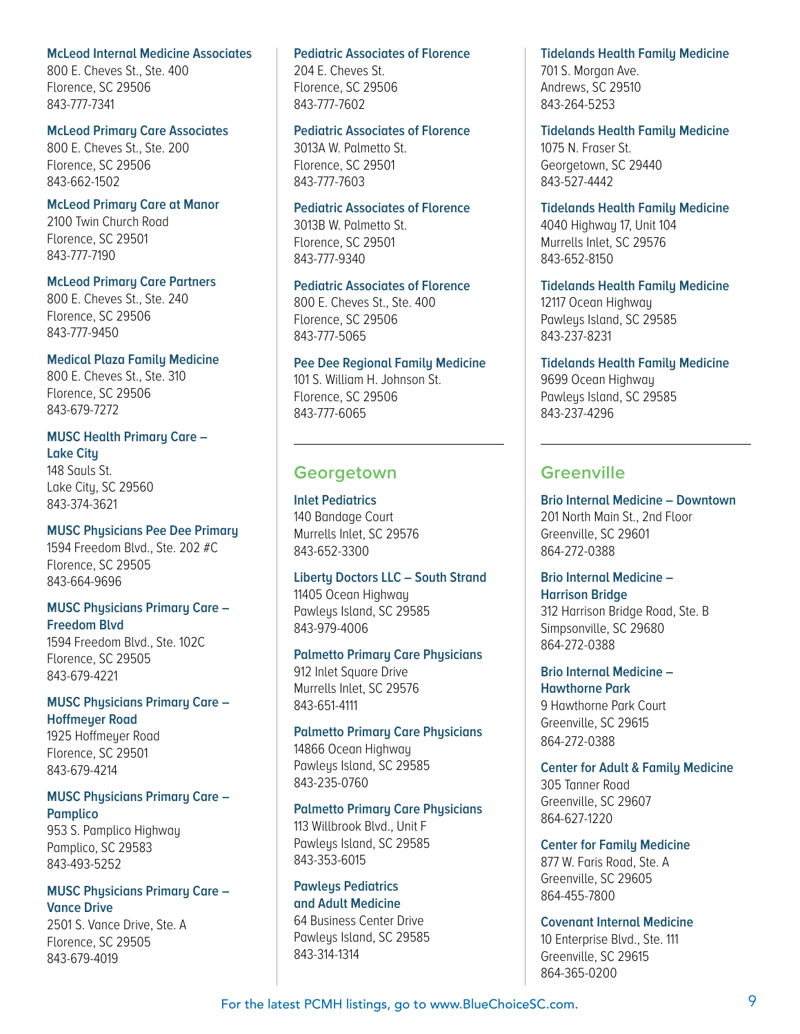**McLeod Internal Medicine Associates**
800 E. Cheves St., Ste. 400
Florence, SC 29506
843-777-7341

**McLeod Primary Care Associates**
800 E. Cheves St., Ste. 200
Florence, SC 29506
843-662-1502

**McLeod Primary Care at Manor**
2100 Twin Church Road
Florence, SC 29501
843-777-7190

**McLeod Primary Care Partners**
800 E. Cheves St., Ste. 240
Florence, SC 29506
843-777-9450

**Medical Plaza Family Medicine**
800 E. Cheves St., Ste. 310
Florence, SC 29506
843-679-7272

**MUSC Health Primary Care – Lake City**
148 Sauls St.
Lake City, SC 29560
843-374-3621

**MUSC Physicians Pee Dee Primary**
1594 Freedom Blvd., Ste. 202 #C
Florence, SC 29505
843-664-9696

**MUSC Physicians Primary Care – Freedom Blvd**
1594 Freedom Blvd., Ste. 102C
Florence, SC 29505
843-679-4221

**MUSC Physicians Primary Care – Hoffmeyer Road**
1925 Hoffmeyer Road
Florence, SC 29501
843-679-4214

**MUSC Physicians Primary Care – Pamplico**
953 S. Pamplico Highway
Pamplico, SC 29583
843-493-5252

**MUSC Physicians Primary Care – Vance Drive**
2501 S. Vance Drive, Ste. A
Florence, SC 29505
843-679-4019

**Pediatric Associates of Florence**
204 E. Cheves St.
Florence, SC 29506
843-777-7602

**Pediatric Associates of Florence**
3013A W. Palmetto St.
Florence, SC 29501
843-777-7603

**Pediatric Associates of Florence**
3013B W. Palmetto St.
Florence, SC 29501
843-777-9340

**Pediatric Associates of Florence**
800 E. Cheves St., Ste. 400
Florence, SC 29506
843-777-5065

**Pee Dee Regional Family Medicine**
101 S. William H. Johnson St.
Florence, SC 29506
843-777-6065

## Georgetown

**Inlet Pediatrics**
140 Bandage Court
Murrells Inlet, SC 29576
843-652-3300

**Liberty Doctors LLC – South Strand**
11405 Ocean Highway
Pawleys Island, SC 29585
843-979-4006

**Palmetto Primary Care Physicians**
912 Inlet Square Drive
Murrells Inlet, SC 29576
843-651-4111

**Palmetto Primary Care Physicians**
14866 Ocean Highway
Pawleys Island, SC 29585
843-235-0760

**Palmetto Primary Care Physicians**
113 Willbrook Blvd., Unit F
Pawleys Island, SC 29585
843-353-6015

**Pawleys Pediatrics and Adult Medicine**
64 Business Center Drive
Pawleys Island, SC 29585
843-314-1314

**Tidelands Health Family Medicine**
701 S. Morgan Ave.
Andrews, SC 29510
843-264-5253

**Tidelands Health Family Medicine**
1075 N. Fraser St.
Georgetown, SC 29440
843-527-4442

**Tidelands Health Family Medicine**
4040 Highway 17, Unit 104
Murrells Inlet, SC 29576
843-652-8150

**Tidelands Health Family Medicine**
12117 Ocean Highway
Pawleys Island, SC 29585
843-237-8231

**Tidelands Health Family Medicine**
9699 Ocean Highway
Pawleys Island, SC 29585
843-237-4296

## Greenville

**Brio Internal Medicine – Downtown**
201 North Main St., 2nd Floor
Greenville, SC 29601
864-272-0388

**Brio Internal Medicine – Harrison Bridge**
312 Harrison Bridge Road, Ste. B
Simpsonville, SC 29680
864-272-0388

**Brio Internal Medicine – Hawthorne Park**
9 Hawthorne Park Court
Greenville, SC 29615
864-272-0388

**Center for Adult & Family Medicine**
305 Tanner Road
Greenville, SC 29607
864-627-1220

**Center for Family Medicine**
877 W. Faris Road, Ste. A
Greenville, SC 29605
864-455-7800

**Covenant Internal Medicine**
10 Enterprise Blvd., Ste. 111
Greenville, SC 29615
864-365-0200

For the latest PCMH listings, go to www.BlueChoiceSC.com.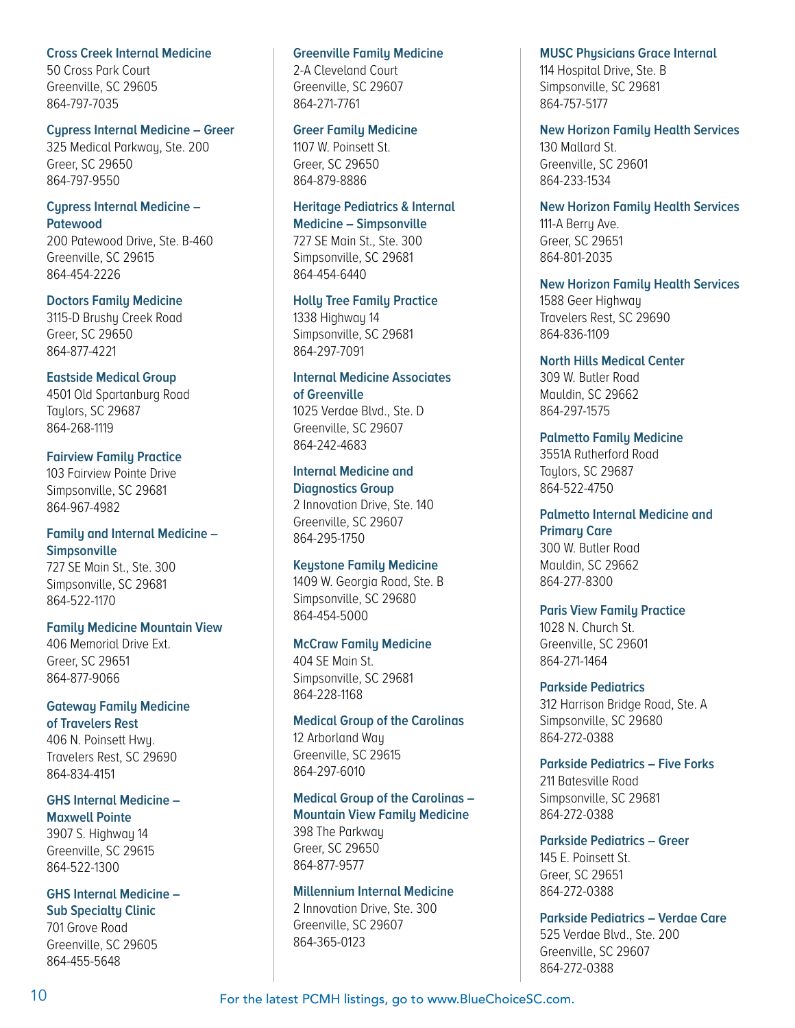**Cross Creek Internal Medicine**
50 Cross Park Court
Greenville, SC 29605
864-797-7035

**Cypress Internal Medicine – Greer**
325 Medical Parkway, Ste. 200
Greer, SC 29650
864-797-9550

**Cypress Internal Medicine – Patewood**
200 Patewood Drive, Ste. B-460
Greenville, SC 29615
864-454-2226

**Doctors Family Medicine**
3115-D Brushy Creek Road
Greer, SC 29650
864-877-4221

**Eastside Medical Group**
4501 Old Spartanburg Road
Taylors, SC 29687
864-268-1119

**Fairview Family Practice**
103 Fairview Pointe Drive
Simpsonville, SC 29681
864-967-4982

**Family and Internal Medicine – Simpsonville**
727 SE Main St., Ste. 300
Simpsonville, SC 29681
864-522-1170

**Family Medicine Mountain View**
406 Memorial Drive Ext.
Greer, SC 29651
864-877-9066

**Gateway Family Medicine of Travelers Rest**
406 N. Poinsett Hwy.
Travelers Rest, SC 29690
864-834-4151

**GHS Internal Medicine – Maxwell Pointe**
3907 S. Highway 14
Greenville, SC 29615
864-522-1300

**GHS Internal Medicine – Sub Specialty Clinic**
701 Grove Road
Greenville, SC 29605
864-455-5648

**Greenville Family Medicine**
2-A Cleveland Court
Greenville, SC 29607
864-271-7761

**Greer Family Medicine**
1107 W. Poinsett St.
Greer, SC 29650
864-879-8886

**Heritage Pediatrics & Internal Medicine – Simpsonville**
727 SE Main St., Ste. 300
Simpsonville, SC 29681
864-454-6440

**Holly Tree Family Practice**
1338 Highway 14
Simpsonville, SC 29681
864-297-7091

**Internal Medicine Associates of Greenville**
1025 Verdae Blvd., Ste. D
Greenville, SC 29607
864-242-4683

**Internal Medicine and Diagnostics Group**
2 Innovation Drive, Ste. 140
Greenville, SC 29607
864-295-1750

**Keystone Family Medicine**
1409 W. Georgia Road, Ste. B
Simpsonville, SC 29680
864-454-5000

**McCraw Family Medicine**
404 SE Main St.
Simpsonville, SC 29681
864-228-1168

**Medical Group of the Carolinas**
12 Arborland Way
Greenville, SC 29615
864-297-6010

**Medical Group of the Carolinas – Mountain View Family Medicine**
398 The Parkway
Greer, SC 29650
864-877-9577

**Millennium Internal Medicine**
2 Innovation Drive, Ste. 300
Greenville, SC 29607
864-365-0123

**MUSC Physicians Grace Internal**
114 Hospital Drive, Ste. B
Simpsonville, SC 29681
864-757-5177

**New Horizon Family Health Services**
130 Mallard St.
Greenville, SC 29601
864-233-1534

**New Horizon Family Health Services**
111-A Berry Ave.
Greer, SC 29651
864-801-2035

**New Horizon Family Health Services**
1588 Geer Highway
Travelers Rest, SC 29690
864-836-1109

**North Hills Medical Center**
309 W. Butler Road
Mauldin, SC 29662
864-297-1575

**Palmetto Family Medicine**
3551A Rutherford Road
Taylors, SC 29687
864-522-4750

**Palmetto Internal Medicine and Primary Care**
300 W. Butler Road
Mauldin, SC 29662
864-277-8300

**Paris View Family Practice**
1028 N. Church St.
Greenville, SC 29601
864-271-1464

**Parkside Pediatrics**
312 Harrison Bridge Road, Ste. A
Simpsonville, SC 29680
864-272-0388

**Parkside Pediatrics – Five Forks**
211 Batesville Road
Simpsonville, SC 29681
864-272-0388

**Parkside Pediatrics – Greer**
145 E. Poinsett St.
Greer, SC 29651
864-272-0388

**Parkside Pediatrics – Verdae Care**
525 Verdae Blvd., Ste. 200
Greenville, SC 29607
864-272-0388

For the latest PCMH listings, go to www.BlueChoiceSC.com.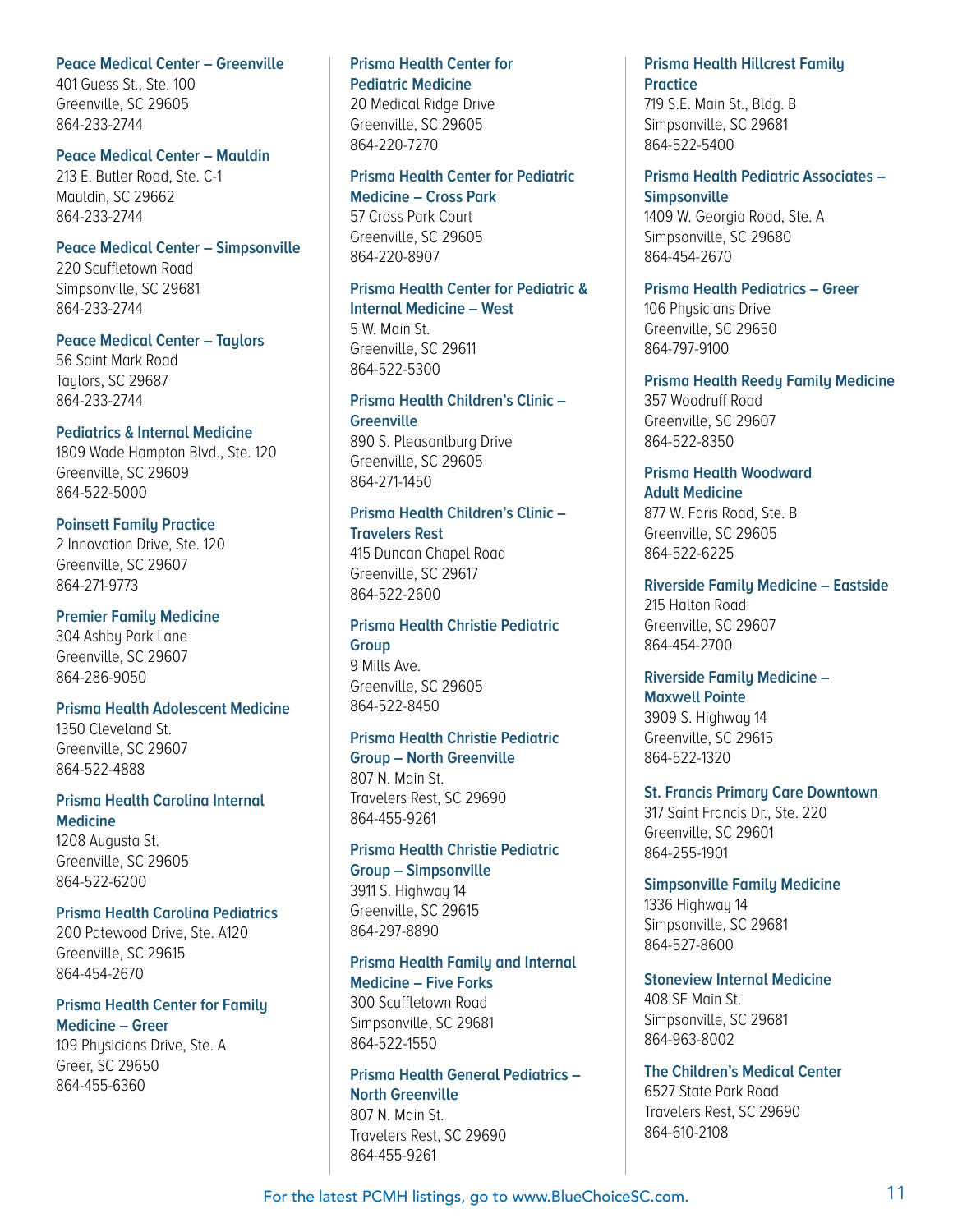**Peace Medical Center – Greenville**
401 Guess St., Ste. 100
Greenville, SC 29605
864-233-2744

**Peace Medical Center – Mauldin**
213 E. Butler Road, Ste. C-1
Mauldin, SC 29662
864-233-2744

**Peace Medical Center – Simpsonville**
220 Scuffletown Road
Simpsonville, SC 29681
864-233-2744

**Peace Medical Center – Taylors**
56 Saint Mark Road
Taylors, SC 29687
864-233-2744

**Pediatrics & Internal Medicine**
1809 Wade Hampton Blvd., Ste. 120
Greenville, SC 29609
864-522-5000

**Poinsett Family Practice**
2 Innovation Drive, Ste. 120
Greenville, SC 29607
864-271-9773

**Premier Family Medicine**
304 Ashby Park Lane
Greenville, SC 29607
864-286-9050

**Prisma Health Adolescent Medicine**
1350 Cleveland St.
Greenville, SC 29607
864-522-4888

**Prisma Health Carolina Internal Medicine**
1208 Augusta St.
Greenville, SC 29605
864-522-6200

**Prisma Health Carolina Pediatrics**
200 Patewood Drive, Ste. A120
Greenville, SC 29615
864-454-2670

**Prisma Health Center for Family Medicine – Greer**
109 Physicians Drive, Ste. A
Greer, SC 29650
864-455-6360

**Prisma Health Center for Pediatric Medicine**
20 Medical Ridge Drive
Greenville, SC 29605
864-220-7270

**Prisma Health Center for Pediatric Medicine – Cross Park**
57 Cross Park Court
Greenville, SC 29605
864-220-8907

**Prisma Health Center for Pediatric & Internal Medicine – West**
5 W. Main St.
Greenville, SC 29611
864-522-5300

**Prisma Health Children's Clinic – Greenville**
890 S. Pleasantburg Drive
Greenville, SC 29605
864-271-1450

**Prisma Health Children's Clinic – Travelers Rest**
415 Duncan Chapel Road
Greenville, SC 29617
864-522-2600

**Prisma Health Christie Pediatric Group**
9 Mills Ave.
Greenville, SC 29605
864-522-8450

**Prisma Health Christie Pediatric Group – North Greenville**
807 N. Main St.
Travelers Rest, SC 29690
864-455-9261

**Prisma Health Christie Pediatric Group – Simpsonville**
3911 S. Highway 14
Greenville, SC 29615
864-297-8890

**Prisma Health Family and Internal Medicine – Five Forks**
300 Scuffletown Road
Simpsonville, SC 29681
864-522-1550

**Prisma Health General Pediatrics – North Greenville**
807 N. Main St.
Travelers Rest, SC 29690
864-455-9261

**Prisma Health Hillcrest Family Practice**
719 S.E. Main St., Bldg. B
Simpsonville, SC 29681
864-522-5400

**Prisma Health Pediatric Associates – Simpsonville**
1409 W. Georgia Road, Ste. A
Simpsonville, SC 29680
864-454-2670

**Prisma Health Pediatrics – Greer**
106 Physicians Drive
Greenville, SC 29650
864-797-9100

**Prisma Health Reedy Family Medicine**
357 Woodruff Road
Greenville, SC 29607
864-522-8350

**Prisma Health Woodward Adult Medicine**
877 W. Faris Road, Ste. B
Greenville, SC 29605
864-522-6225

**Riverside Family Medicine – Eastside**
215 Halton Road
Greenville, SC 29607
864-454-2700

**Riverside Family Medicine – Maxwell Pointe**
3909 S. Highway 14
Greenville, SC 29615
864-522-1320

**St. Francis Primary Care Downtown**
317 Saint Francis Dr., Ste. 220
Greenville, SC 29601
864-255-1901

**Simpsonville Family Medicine**
1336 Highway 14
Simpsonville, SC 29681
864-527-8600

**Stoneview Internal Medicine**
408 SE Main St.
Simpsonville, SC 29681
864-963-8002

**The Children's Medical Center**
6527 State Park Road
Travelers Rest, SC 29690
864-610-2108

For the latest PCMH listings, go to www.BlueChoiceSC.com.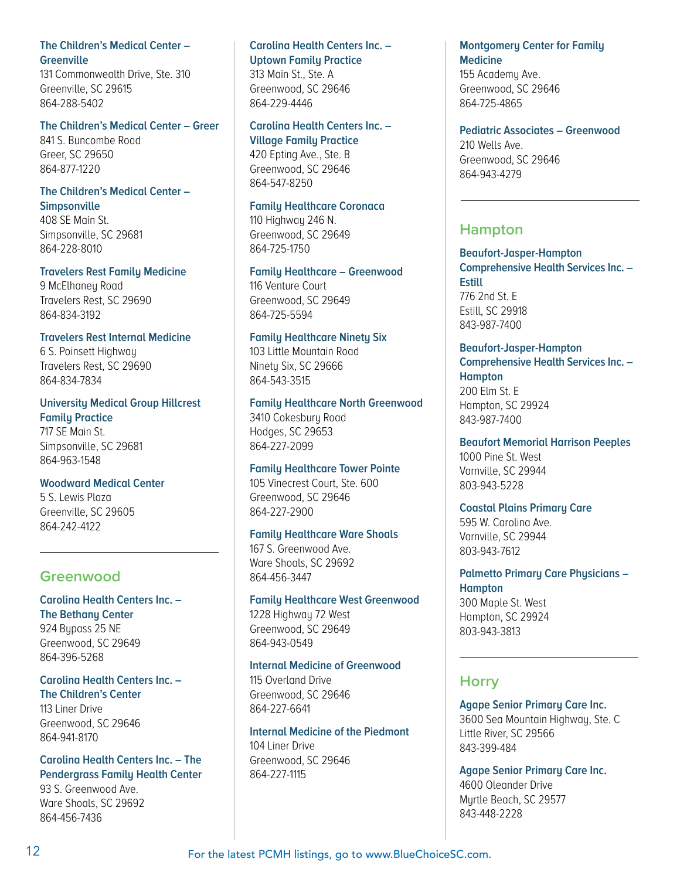**The Children's Medical Center – Greenville**
131 Commonwealth Drive, Ste. 310
Greenville, SC 29615
864-288-5402

**The Children's Medical Center – Greer**
841 S. Buncombe Road
Greer, SC 29650
864-877-1220

**The Children's Medical Center – Simpsonville**
408 SE Main St.
Simpsonville, SC 29681
864-228-8010

**Travelers Rest Family Medicine**
9 McElhaney Road
Travelers Rest, SC 29690
864-834-3192

**Travelers Rest Internal Medicine**
6 S. Poinsett Highway
Travelers Rest, SC 29690
864-834-7834

**University Medical Group Hillcrest Family Practice**
717 SE Main St.
Simpsonville, SC 29681
864-963-1548

**Woodward Medical Center**
5 S. Lewis Plaza
Greenville, SC 29605
864-242-4122

## Greenwood

**Carolina Health Centers Inc. – The Bethany Center**
924 Bypass 25 NE
Greenwood, SC 29649
864-396-5268

**Carolina Health Centers Inc. – The Children's Center**
113 Liner Drive
Greenwood, SC 29646
864-941-8170

**Carolina Health Centers Inc. – The Pendergrass Family Health Center**
93 S. Greenwood Ave.
Ware Shoals, SC 29692
864-456-7436

**Carolina Health Centers Inc. – Uptown Family Practice**
313 Main St., Ste. A
Greenwood, SC 29646
864-229-4446

**Carolina Health Centers Inc. – Village Family Practice**
420 Epting Ave., Ste. B
Greenwood, SC 29646
864-547-8250

**Family Healthcare Coronaca**
110 Highway 246 N.
Greenwood, SC 29649
864-725-1750

**Family Healthcare – Greenwood**
116 Venture Court
Greenwood, SC 29649
864-725-5594

**Family Healthcare Ninety Six**
103 Little Mountain Road
Ninety Six, SC 29666
864-543-3515

**Family Healthcare North Greenwood**
3410 Cokesbury Road
Hodges, SC 29653
864-227-2099

**Family Healthcare Tower Pointe**
105 Vinecrest Court, Ste. 600
Greenwood, SC 29646
864-227-2900

**Family Healthcare Ware Shoals**
167 S. Greenwood Ave.
Ware Shoals, SC 29692
864-456-3447

**Family Healthcare West Greenwood**
1228 Highway 72 West
Greenwood, SC 29649
864-943-0549

**Internal Medicine of Greenwood**
115 Overland Drive
Greenwood, SC 29646
864-227-6641

**Internal Medicine of the Piedmont**
104 Liner Drive
Greenwood, SC 29646
864-227-1115

**Montgomery Center for Family Medicine**
155 Academy Ave.
Greenwood, SC 29646
864-725-4865

**Pediatric Associates – Greenwood**
210 Wells Ave.
Greenwood, SC 29646
864-943-4279

## Hampton

**Beaufort-Jasper-Hampton Comprehensive Health Services Inc. – Estill**
776 2nd St. E
Estill, SC 29918
843-987-7400

**Beaufort-Jasper-Hampton Comprehensive Health Services Inc. – Hampton**
200 Elm St. E
Hampton, SC 29924
843-987-7400

**Beaufort Memorial Harrison Peeples**
1000 Pine St. West
Varnville, SC 29944
803-943-5228

**Coastal Plains Primary Care**
595 W. Carolina Ave.
Varnville, SC 29944
803-943-7612

**Palmetto Primary Care Physicians – Hampton**
300 Maple St. West
Hampton, SC 29924
803-943-3813

## Horry

**Agape Senior Primary Care Inc.**
3600 Sea Mountain Highway, Ste. C
Little River, SC 29566
843-399-484

**Agape Senior Primary Care Inc.**
4600 Oleander Drive
Myrtle Beach, SC 29577
843-448-2228

For the latest PCMH listings, go to www.BlueChoiceSC.com.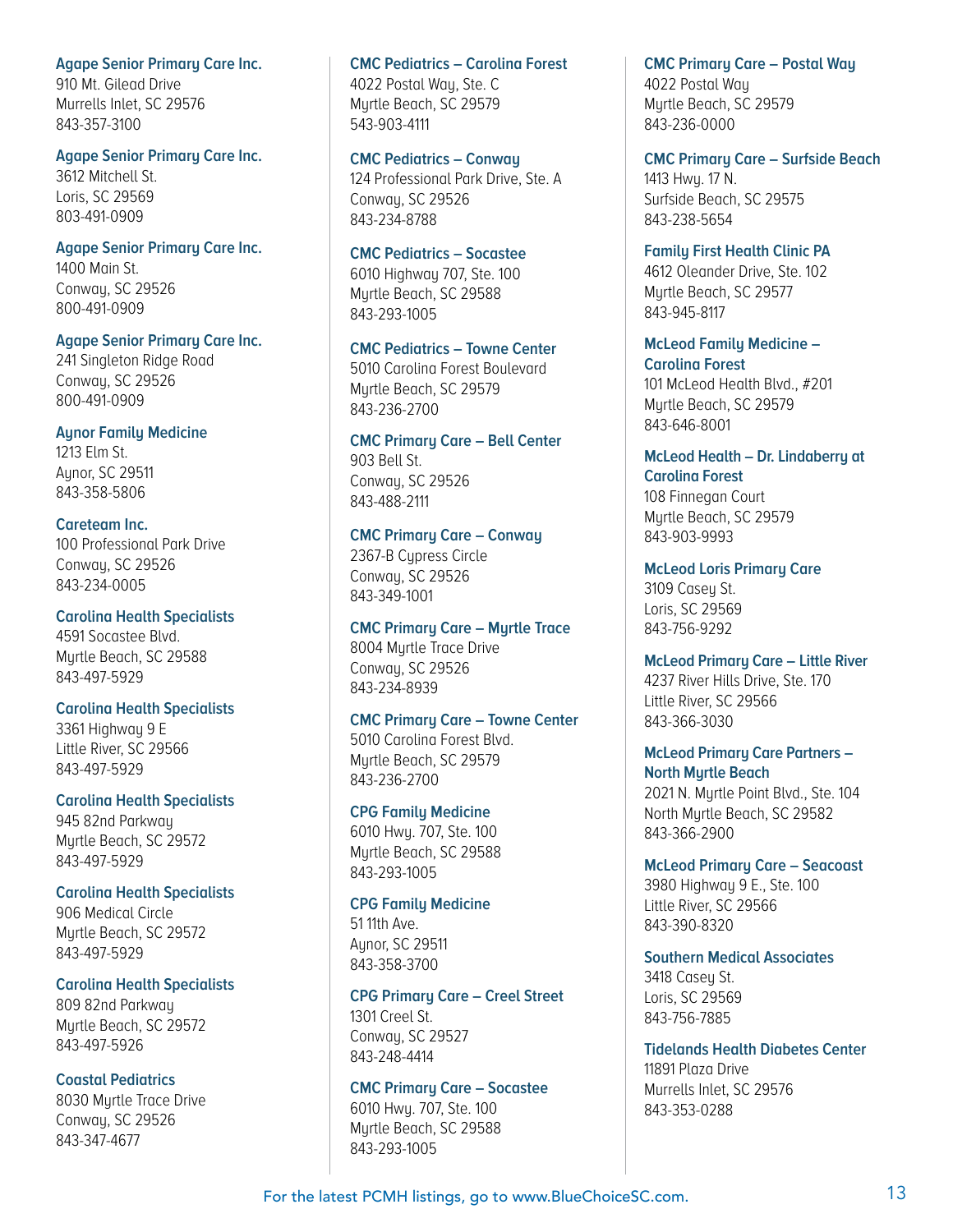**Agape Senior Primary Care Inc.**
910 Mt. Gilead Drive
Murrells Inlet, SC 29576
843-357-3100

**Agape Senior Primary Care Inc.**
3612 Mitchell St.
Loris, SC 29569
803-491-0909

**Agape Senior Primary Care Inc.**
1400 Main St.
Conway, SC 29526
800-491-0909

**Agape Senior Primary Care Inc.**
241 Singleton Ridge Road
Conway, SC 29526
800-491-0909

**Aynor Family Medicine**
1213 Elm St.
Aynor, SC 29511
843-358-5806

**Careteam Inc.**
100 Professional Park Drive
Conway, SC 29526
843-234-0005

**Carolina Health Specialists**
4591 Socastee Blvd.
Myrtle Beach, SC 29588
843-497-5929

**Carolina Health Specialists**
3361 Highway 9 E
Little River, SC 29566
843-497-5929

**Carolina Health Specialists**
945 82nd Parkway
Myrtle Beach, SC 29572
843-497-5929

**Carolina Health Specialists**
906 Medical Circle
Myrtle Beach, SC 29572
843-497-5929

**Carolina Health Specialists**
809 82nd Parkway
Myrtle Beach, SC 29572
843-497-5926

**Coastal Pediatrics**
8030 Myrtle Trace Drive
Conway, SC 29526
843-347-4677

**CMC Pediatrics – Carolina Forest**
4022 Postal Way, Ste. C
Myrtle Beach, SC 29579
543-903-4111

**CMC Pediatrics – Conway**
124 Professional Park Drive, Ste. A
Conway, SC 29526
843-234-8788

**CMC Pediatrics – Socastee**
6010 Highway 707, Ste. 100
Myrtle Beach, SC 29588
843-293-1005

**CMC Pediatrics – Towne Center**
5010 Carolina Forest Boulevard
Myrtle Beach, SC 29579
843-236-2700

**CMC Primary Care – Bell Center**
903 Bell St.
Conway, SC 29526
843-488-2111

**CMC Primary Care – Conway**
2367-B Cypress Circle
Conway, SC 29526
843-349-1001

**CMC Primary Care – Myrtle Trace**
8004 Myrtle Trace Drive
Conway, SC 29526
843-234-8939

**CMC Primary Care – Towne Center**
5010 Carolina Forest Blvd.
Myrtle Beach, SC 29579
843-236-2700

**CPG Family Medicine**
6010 Hwy. 707, Ste. 100
Myrtle Beach, SC 29588
843-293-1005

**CPG Family Medicine**
51 11th Ave.
Aynor, SC 29511
843-358-3700

**CPG Primary Care – Creel Street**
1301 Creel St.
Conway, SC 29527
843-248-4414

**CMC Primary Care – Socastee**
6010 Hwy. 707, Ste. 100
Myrtle Beach, SC 29588
843-293-1005

**CMC Primary Care – Postal Way**
4022 Postal Way
Myrtle Beach, SC 29579
843-236-0000

**CMC Primary Care – Surfside Beach**
1413 Hwy. 17 N.
Surfside Beach, SC 29575
843-238-5654

**Family First Health Clinic PA**
4612 Oleander Drive, Ste. 102
Myrtle Beach, SC 29577
843-945-8117

**McLeod Family Medicine – Carolina Forest**
101 McLeod Health Blvd., #201
Myrtle Beach, SC 29579
843-646-8001

**McLeod Health – Dr. Lindaberry at Carolina Forest**
108 Finnegan Court
Myrtle Beach, SC 29579
843-903-9993

**McLeod Loris Primary Care**
3109 Casey St.
Loris, SC 29569
843-756-9292

**McLeod Primary Care – Little River**
4237 River Hills Drive, Ste. 170
Little River, SC 29566
843-366-3030

**McLeod Primary Care Partners – North Myrtle Beach**
2021 N. Myrtle Point Blvd., Ste. 104
North Myrtle Beach, SC 29582
843-366-2900

**McLeod Primary Care – Seacoast**
3980 Highway 9 E., Ste. 100
Little River, SC 29566
843-390-8320

**Southern Medical Associates**
3418 Casey St.
Loris, SC 29569
843-756-7885

**Tidelands Health Diabetes Center**
11891 Plaza Drive
Murrells Inlet, SC 29576
843-353-0288

For the latest PCMH listings, go to www.BlueChoiceSC.com.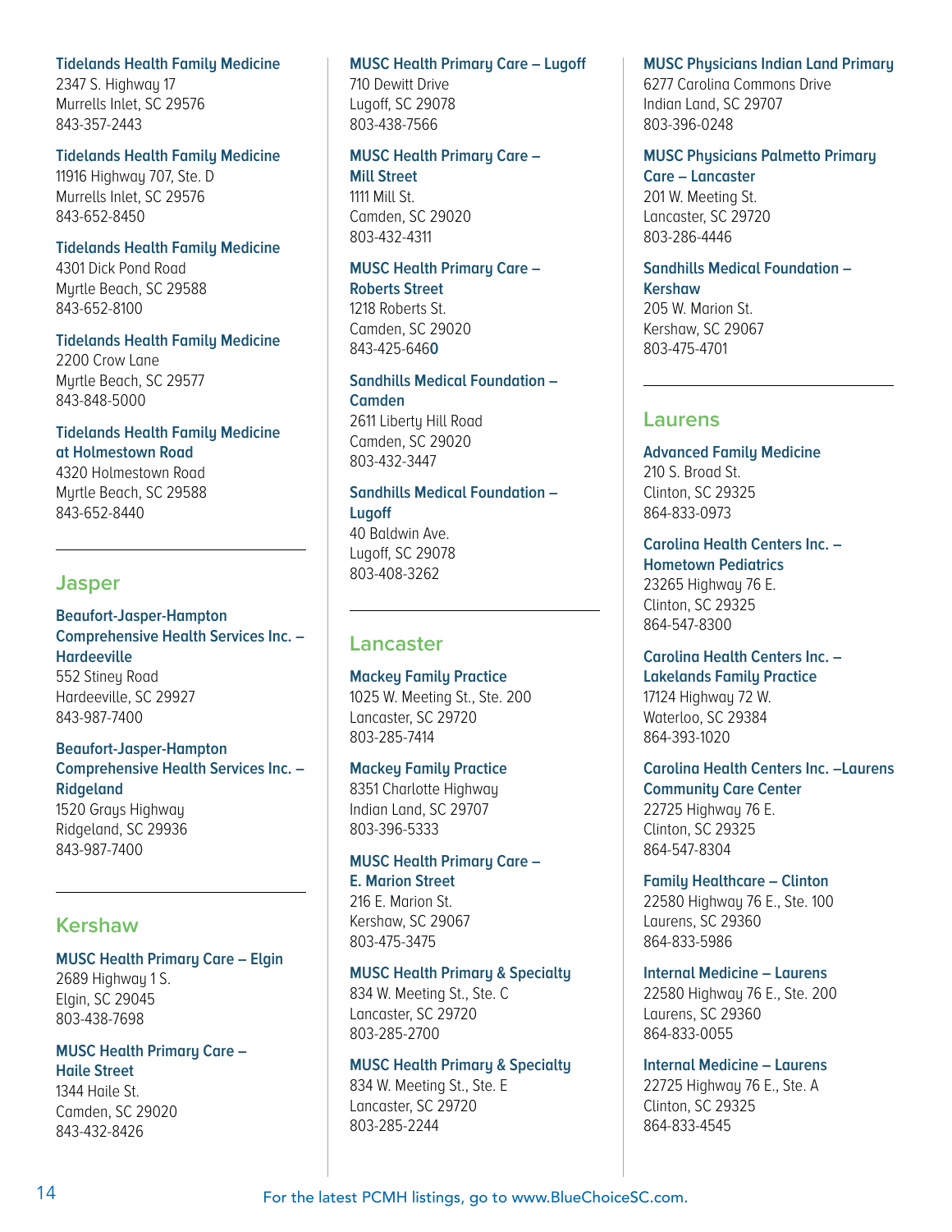**Tidelands Health Family Medicine**
2347 S. Highway 17
Murrells Inlet, SC 29576
843-357-2443

**Tidelands Health Family Medicine**
11916 Highway 707, Ste. D
Murrells Inlet, SC 29576
843-652-8450

**Tidelands Health Family Medicine**
4301 Dick Pond Road
Myrtle Beach, SC 29588
843-652-8100

**Tidelands Health Family Medicine**
2200 Crow Lane
Myrtle Beach, SC 29577
843-848-5000

**Tidelands Health Family Medicine at Holmestown Road**
4320 Holmestown Road
Myrtle Beach, SC 29588
843-652-8440

## Jasper

**Beaufort-Jasper-Hampton Comprehensive Health Services Inc. – Hardeeville**
552 Stiney Road
Hardeeville, SC 29927
843-987-7400

**Beaufort-Jasper-Hampton Comprehensive Health Services Inc. – Ridgeland**
1520 Grays Highway
Ridgeland, SC 29936
843-987-7400

## Kershaw

**MUSC Health Primary Care – Elgin**
2689 Highway 1 S.
Elgin, SC 29045
803-438-7698

**MUSC Health Primary Care – Haile Street**
1344 Haile St.
Camden, SC 29020
843-432-8426

**MUSC Health Primary Care – Lugoff**
710 Dewitt Drive
Lugoff, SC 29078
803-438-7566

**MUSC Health Primary Care – Mill Street**
1111 Mill St.
Camden, SC 29020
803-432-4311

**MUSC Health Primary Care – Roberts Street**
1218 Roberts St.
Camden, SC 29020
843-425-6460

**Sandhills Medical Foundation – Camden**
2611 Liberty Hill Road
Camden, SC 29020
803-432-3447

**Sandhills Medical Foundation – Lugoff**
40 Baldwin Ave.
Lugoff, SC 29078
803-408-3262

## Lancaster

**Mackey Family Practice**
1025 W. Meeting St., Ste. 200
Lancaster, SC 29720
803-285-7414

**Mackey Family Practice**
8351 Charlotte Highway
Indian Land, SC 29707
803-396-5333

**MUSC Health Primary Care – E. Marion Street**
216 E. Marion St.
Kershaw, SC 29067
803-475-3475

**MUSC Health Primary & Specialty**
834 W. Meeting St., Ste. C
Lancaster, SC 29720
803-285-2700

**MUSC Health Primary & Specialty**
834 W. Meeting St., Ste. E
Lancaster, SC 29720
803-285-2244

**MUSC Physicians Indian Land Primary**
6277 Carolina Commons Drive
Indian Land, SC 29707
803-396-0248

**MUSC Physicians Palmetto Primary Care – Lancaster**
201 W. Meeting St.
Lancaster, SC 29720
803-286-4446

**Sandhills Medical Foundation – Kershaw**
205 W. Marion St.
Kershaw, SC 29067
803-475-4701

## Laurens

**Advanced Family Medicine**
210 S. Broad St.
Clinton, SC 29325
864-833-0973

**Carolina Health Centers Inc. – Hometown Pediatrics**
23265 Highway 76 E.
Clinton, SC 29325
864-547-8300

**Carolina Health Centers Inc. – Lakelands Family Practice**
17124 Highway 72 W.
Waterloo, SC 29384
864-393-1020

**Carolina Health Centers Inc. –Laurens Community Care Center**
22725 Highway 76 E.
Clinton, SC 29325
864-547-8304

**Family Healthcare – Clinton**
22580 Highway 76 E., Ste. 100
Laurens, SC 29360
864-833-5986

**Internal Medicine – Laurens**
22580 Highway 76 E., Ste. 200
Laurens, SC 29360
864-833-0055

**Internal Medicine – Laurens**
22725 Highway 76 E., Ste. A
Clinton, SC 29325
864-833-4545

For the latest PCMH listings, go to www.BlueChoiceSC.com.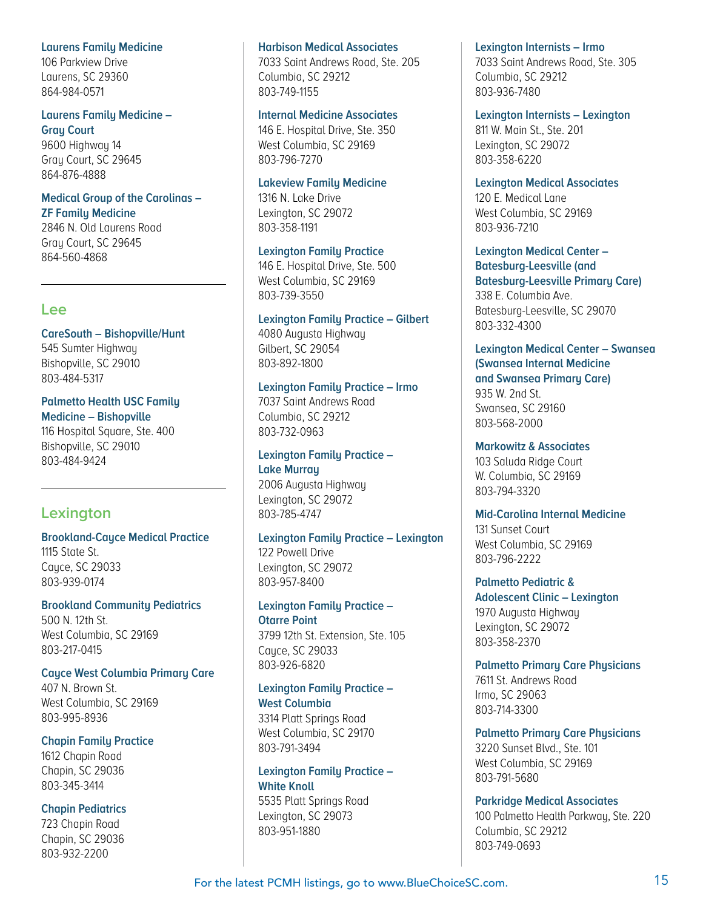**Laurens Family Medicine**
106 Parkview Drive
Laurens, SC 29360
864-984-0571

**Laurens Family Medicine – Gray Court**
9600 Highway 14
Gray Court, SC 29645
864-876-4888

**Medical Group of the Carolinas – ZF Family Medicine**
2846 N. Old Laurens Road
Gray Court, SC 29645
864-560-4868

## Lee

**CareSouth – Bishopville/Hunt**
545 Sumter Highway
Bishopville, SC 29010
803-484-5317

**Palmetto Health USC Family Medicine – Bishopville**
116 Hospital Square, Ste. 400
Bishopville, SC 29010
803-484-9424

## Lexington

**Brookland-Cayce Medical Practice**
1115 State St.
Cayce, SC 29033
803-939-0174

**Brookland Community Pediatrics**
500 N. 12th St.
West Columbia, SC 29169
803-217-0415

**Cayce West Columbia Primary Care**
407 N. Brown St.
West Columbia, SC 29169
803-995-8936

**Chapin Family Practice**
1612 Chapin Road
Chapin, SC 29036
803-345-3414

**Chapin Pediatrics**
723 Chapin Road
Chapin, SC 29036
803-932-2200

**Harbison Medical Associates**
7033 Saint Andrews Road, Ste. 205
Columbia, SC 29212
803-749-1155

**Internal Medicine Associates**
146 E. Hospital Drive, Ste. 350
West Columbia, SC 29169
803-796-7270

**Lakeview Family Medicine**
1316 N. Lake Drive
Lexington, SC 29072
803-358-1191

**Lexington Family Practice**
146 E. Hospital Drive, Ste. 500
West Columbia, SC 29169
803-739-3550

**Lexington Family Practice – Gilbert**
4080 Augusta Highway
Gilbert, SC 29054
803-892-1800

**Lexington Family Practice – Irmo**
7037 Saint Andrews Road
Columbia, SC 29212
803-732-0963

**Lexington Family Practice – Lake Murray**
2006 Augusta Highway
Lexington, SC 29072
803-785-4747

**Lexington Family Practice – Lexington**
122 Powell Drive
Lexington, SC 29072
803-957-8400

**Lexington Family Practice – Otarre Point**
3799 12th St. Extension, Ste. 105
Cayce, SC 29033
803-926-6820

**Lexington Family Practice – West Columbia**
3314 Platt Springs Road
West Columbia, SC 29170
803-791-3494

**Lexington Family Practice – White Knoll**
5535 Platt Springs Road
Lexington, SC 29073
803-951-1880

**Lexington Internists – Irmo**
7033 Saint Andrews Road, Ste. 305
Columbia, SC 29212
803-936-7480

**Lexington Internists – Lexington**
811 W. Main St., Ste. 201
Lexington, SC 29072
803-358-6220

**Lexington Medical Associates**
120 E. Medical Lane
West Columbia, SC 29169
803-936-7210

**Lexington Medical Center – Batesburg-Leesville (and Batesburg-Leesville Primary Care)**
338 E. Columbia Ave.
Batesburg-Leesville, SC 29070
803-332-4300

**Lexington Medical Center – Swansea (Swansea Internal Medicine and Swansea Primary Care)**
935 W. 2nd St.
Swansea, SC 29160
803-568-2000

**Markowitz & Associates**
103 Saluda Ridge Court
W. Columbia, SC 29169
803-794-3320

**Mid-Carolina Internal Medicine**
131 Sunset Court
West Columbia, SC 29169
803-796-2222

**Palmetto Pediatric & Adolescent Clinic – Lexington**
1970 Augusta Highway
Lexington, SC 29072
803-358-2370

**Palmetto Primary Care Physicians**
7611 St. Andrews Road
Irmo, SC 29063
803-714-3300

**Palmetto Primary Care Physicians**
3220 Sunset Blvd., Ste. 101
West Columbia, SC 29169
803-791-5680

**Parkridge Medical Associates**
100 Palmetto Health Parkway, Ste. 220
Columbia, SC 29212
803-749-0693

For the latest PCMH listings, go to www.BlueChoiceSC.com.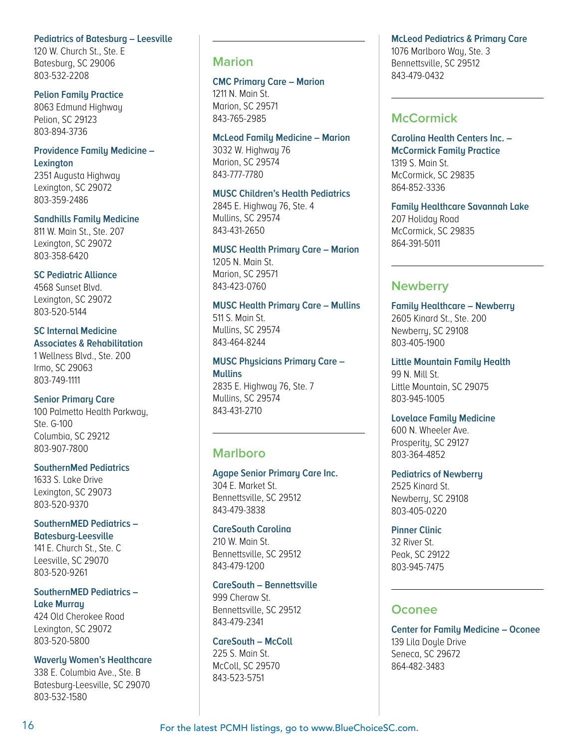**Pediatrics of Batesburg – Leesville**
120 W. Church St., Ste. E
Batesburg, SC 29006
803-532-2208

**Pelion Family Practice**
8063 Edmund Highway
Pelion, SC 29123
803-894-3736

**Providence Family Medicine – Lexington**
2351 Augusta Highway
Lexington, SC 29072
803-359-2486

**Sandhills Family Medicine**
811 W. Main St., Ste. 207
Lexington, SC 29072
803-358-6420

**SC Pediatric Alliance**
4568 Sunset Blvd.
Lexington, SC 29072
803-520-5144

**SC Internal Medicine Associates & Rehabilitation**
1 Wellness Blvd., Ste. 200
Irmo, SC 29063
803-749-1111

**Senior Primary Care**
100 Palmetto Health Parkway, Ste. G-100
Columbia, SC 29212
803-907-7800

**SouthernMed Pediatrics**
1633 S. Lake Drive
Lexington, SC 29073
803-520-9370

**SouthernMED Pediatrics – Batesburg-Leesville**
141 E. Church St., Ste. C
Leesville, SC 29070
803-520-9261

**SouthernMED Pediatrics – Lake Murray**
424 Old Cherokee Road
Lexington, SC 29072
803-520-5800

**Waverly Women's Healthcare**
338 E. Columbia Ave., Ste. B
Batesburg-Leesville, SC 29070
803-532-1580

## Marion

**CMC Primary Care – Marion**
1211 N. Main St.
Marion, SC 29571
843-765-2985

**McLeod Family Medicine – Marion**
3032 W. Highway 76
Marion, SC 29574
843-777-7780

**MUSC Children's Health Pediatrics**
2845 E. Highway 76, Ste. 4
Mullins, SC 29574
843-431-2650

**MUSC Health Primary Care – Marion**
1205 N. Main St.
Marion, SC 29571
843-423-0760

**MUSC Health Primary Care – Mullins**
511 S. Main St.
Mullins, SC 29574
843-464-8244

**MUSC Physicians Primary Care – Mullins**
2835 E. Highway 76, Ste. 7
Mullins, SC 29574
843-431-2710

## Marlboro

**Agape Senior Primary Care Inc.**
304 E. Market St.
Bennettsville, SC 29512
843-479-3838

**CareSouth Carolina**
210 W. Main St.
Bennettsville, SC 29512
843-479-1200

**CareSouth – Bennettsville**
999 Cheraw St.
Bennettsville, SC 29512
843-479-2341

**CareSouth – McColl**
225 S. Main St.
McColl, SC 29570
843-523-5751

**McLeod Pediatrics & Primary Care**
1076 Marlboro Way, Ste. 3
Bennettsville, SC 29512
843-479-0432

## McCormick

**Carolina Health Centers Inc. – McCormick Family Practice**
1319 S. Main St.
McCormick, SC 29835
864-852-3336

**Family Healthcare Savannah Lake**
207 Holiday Road
McCormick, SC 29835
864-391-5011

## Newberry

**Family Healthcare – Newberry**
2605 Kinard St., Ste. 200
Newberry, SC 29108
803-405-1900

**Little Mountain Family Health**
99 N. Mill St.
Little Mountain, SC 29075
803-945-1005

**Lovelace Family Medicine**
600 N. Wheeler Ave.
Prosperity, SC 29127
803-364-4852

**Pediatrics of Newberry**
2525 Kinard St.
Newberry, SC 29108
803-405-0220

**Pinner Clinic**
32 River St.
Peak, SC 29122
803-945-7475

## Oconee

**Center for Family Medicine – Oconee**
139 Lila Doyle Drive
Seneca, SC 29672
864-482-3483

For the latest PCMH listings, go to www.BlueChoiceSC.com.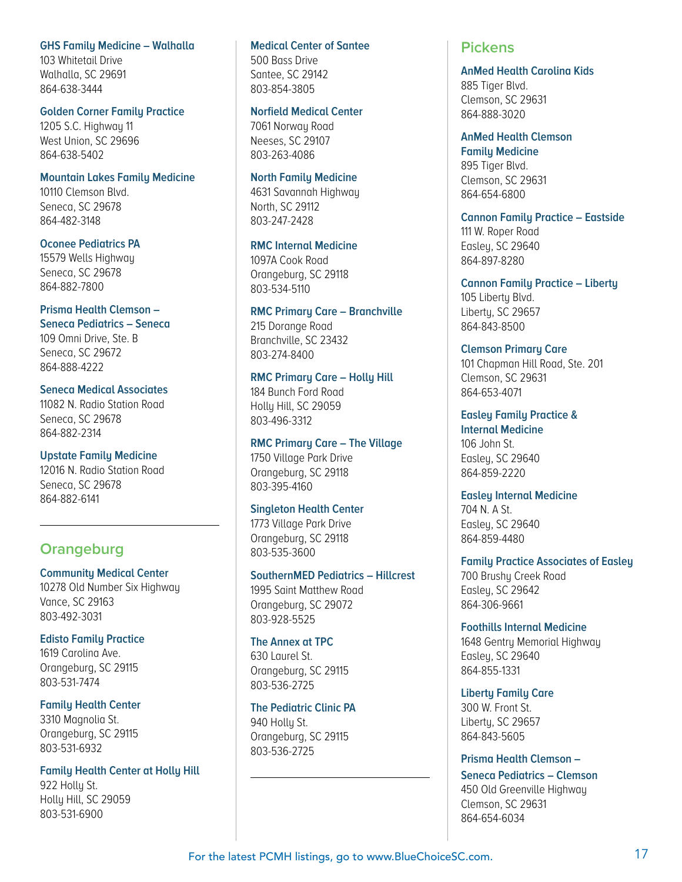**GHS Family Medicine – Walhalla**
103 Whitetail Drive
Walhalla, SC 29691
864-638-3444

**Golden Corner Family Practice**
1205 S.C. Highway 11
West Union, SC 29696
864-638-5402

**Mountain Lakes Family Medicine**
10110 Clemson Blvd.
Seneca, SC 29678
864-482-3148

**Oconee Pediatrics PA**
15579 Wells Highway
Seneca, SC 29678
864-882-7800

**Prisma Health Clemson – Seneca Pediatrics – Seneca**
109 Omni Drive, Ste. B
Seneca, SC 29672
864-888-4222

**Seneca Medical Associates**
11082 N. Radio Station Road
Seneca, SC 29678
864-882-2314

**Upstate Family Medicine**
12016 N. Radio Station Road
Seneca, SC 29678
864-882-6141

## Orangeburg

**Community Medical Center**
10278 Old Number Six Highway
Vance, SC 29163
803-492-3031

**Edisto Family Practice**
1619 Carolina Ave.
Orangeburg, SC 29115
803-531-7474

**Family Health Center**
3310 Magnolia St.
Orangeburg, SC 29115
803-531-6932

**Family Health Center at Holly Hill**
922 Holly St.
Holly Hill, SC 29059
803-531-6900

**Medical Center of Santee**
500 Bass Drive
Santee, SC 29142
803-854-3805

**Norfield Medical Center**
7061 Norway Road
Neeses, SC 29107
803-263-4086

**North Family Medicine**
4631 Savannah Highway
North, SC 29112
803-247-2428

**RMC Internal Medicine**
1097A Cook Road
Orangeburg, SC 29118
803-534-5110

**RMC Primary Care – Branchville**
215 Dorange Road
Branchville, SC 23432
803-274-8400

**RMC Primary Care – Holly Hill**
184 Bunch Ford Road
Holly Hill, SC 29059
803-496-3312

**RMC Primary Care – The Village**
1750 Village Park Drive
Orangeburg, SC 29118
803-395-4160

**Singleton Health Center**
1773 Village Park Drive
Orangeburg, SC 29118
803-535-3600

**SouthernMED Pediatrics – Hillcrest**
1995 Saint Matthew Road
Orangeburg, SC 29072
803-928-5525

**The Annex at TPC**
630 Laurel St.
Orangeburg, SC 29115
803-536-2725

**The Pediatric Clinic PA**
940 Holly St.
Orangeburg, SC 29115
803-536-2725

## Pickens

**AnMed Health Carolina Kids**
885 Tiger Blvd.
Clemson, SC 29631
864-888-3020

**AnMed Health Clemson Family Medicine**
895 Tiger Blvd.
Clemson, SC 29631
864-654-6800

**Cannon Family Practice – Eastside**
111 W. Roper Road
Easley, SC 29640
864-897-8280

**Cannon Family Practice – Liberty**
105 Liberty Blvd.
Liberty, SC 29657
864-843-8500

**Clemson Primary Care**
101 Chapman Hill Road, Ste. 201
Clemson, SC 29631
864-653-4071

**Easley Family Practice & Internal Medicine**
106 John St.
Easley, SC 29640
864-859-2220

**Easley Internal Medicine**
704 N. A St.
Easley, SC 29640
864-859-4480

**Family Practice Associates of Easley**
700 Brushy Creek Road
Easley, SC 29642
864-306-9661

**Foothills Internal Medicine**
1648 Gentry Memorial Highway
Easley, SC 29640
864-855-1331

**Liberty Family Care**
300 W. Front St.
Liberty, SC 29657
864-843-5605

**Prisma Health Clemson – Seneca Pediatrics – Clemson**
450 Old Greenville Highway
Clemson, SC 29631
864-654-6034

For the latest PCMH listings, go to www.BlueChoiceSC.com.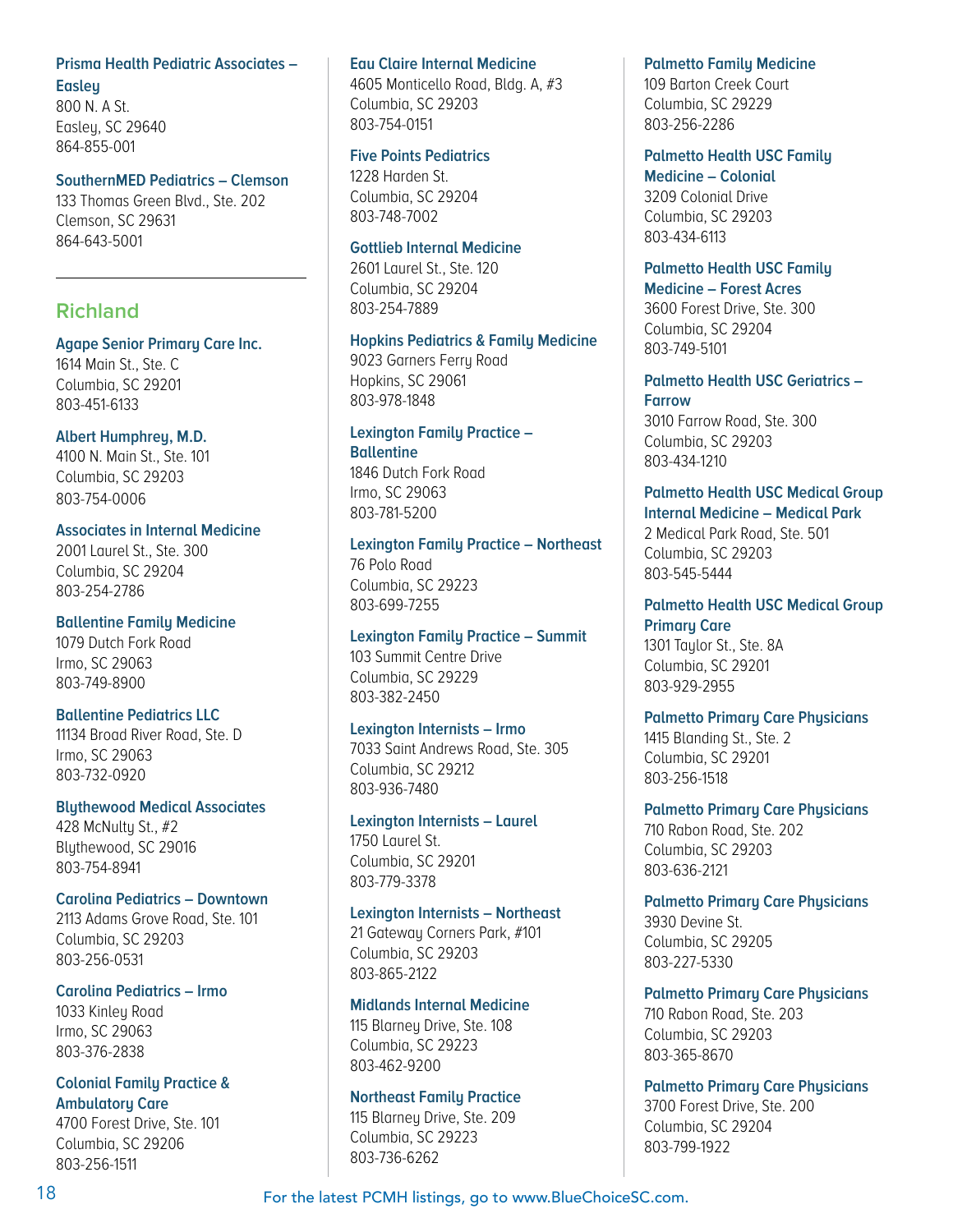**Prisma Health Pediatric Associates – Easley**
800 N. A St.
Easley, SC 29640
864-855-001

**SouthernMED Pediatrics – Clemson**
133 Thomas Green Blvd., Ste. 202
Clemson, SC 29631
864-643-5001

## Richland

**Agape Senior Primary Care Inc.**
1614 Main St., Ste. C
Columbia, SC 29201
803-451-6133

**Albert Humphrey, M.D.**
4100 N. Main St., Ste. 101
Columbia, SC 29203
803-754-0006

**Associates in Internal Medicine**
2001 Laurel St., Ste. 300
Columbia, SC 29204
803-254-2786

**Ballentine Family Medicine**
1079 Dutch Fork Road
Irmo, SC 29063
803-749-8900

**Ballentine Pediatrics LLC**
11134 Broad River Road, Ste. D
Irmo, SC 29063
803-732-0920

**Blythewood Medical Associates**
428 McNulty St., #2
Blythewood, SC 29016
803-754-8941

**Carolina Pediatrics – Downtown**
2113 Adams Grove Road, Ste. 101
Columbia, SC 29203
803-256-0531

**Carolina Pediatrics – Irmo**
1033 Kinley Road
Irmo, SC 29063
803-376-2838

**Colonial Family Practice & Ambulatory Care**
4700 Forest Drive, Ste. 101
Columbia, SC 29206
803-256-1511

**Eau Claire Internal Medicine**
4605 Monticello Road, Bldg. A, #3
Columbia, SC 29203
803-754-0151

**Five Points Pediatrics**
1228 Harden St.
Columbia, SC 29204
803-748-7002

**Gottlieb Internal Medicine**
2601 Laurel St., Ste. 120
Columbia, SC 29204
803-254-7889

**Hopkins Pediatrics & Family Medicine**
9023 Garners Ferry Road
Hopkins, SC 29061
803-978-1848

**Lexington Family Practice – Ballentine**
1846 Dutch Fork Road
Irmo, SC 29063
803-781-5200

**Lexington Family Practice – Northeast**
76 Polo Road
Columbia, SC 29223
803-699-7255

**Lexington Family Practice – Summit**
103 Summit Centre Drive
Columbia, SC 29229
803-382-2450

**Lexington Internists – Irmo**
7033 Saint Andrews Road, Ste. 305
Columbia, SC 29212
803-936-7480

**Lexington Internists – Laurel**
1750 Laurel St.
Columbia, SC 29201
803-779-3378

**Lexington Internists – Northeast**
21 Gateway Corners Park, #101
Columbia, SC 29203
803-865-2122

**Midlands Internal Medicine**
115 Blarney Drive, Ste. 108
Columbia, SC 29223
803-462-9200

**Northeast Family Practice**
115 Blarney Drive, Ste. 209
Columbia, SC 29223
803-736-6262

**Palmetto Family Medicine**
109 Barton Creek Court
Columbia, SC 29229
803-256-2286

**Palmetto Health USC Family Medicine – Colonial**
3209 Colonial Drive
Columbia, SC 29203
803-434-6113

**Palmetto Health USC Family Medicine – Forest Acres**
3600 Forest Drive, Ste. 300
Columbia, SC 29204
803-749-5101

**Palmetto Health USC Geriatrics – Farrow**
3010 Farrow Road, Ste. 300
Columbia, SC 29203
803-434-1210

**Palmetto Health USC Medical Group Internal Medicine – Medical Park**
2 Medical Park Road, Ste. 501
Columbia, SC 29203
803-545-5444

**Palmetto Health USC Medical Group Primary Care**
1301 Taylor St., Ste. 8A
Columbia, SC 29201
803-929-2955

**Palmetto Primary Care Physicians**
1415 Blanding St., Ste. 2
Columbia, SC 29201
803-256-1518

**Palmetto Primary Care Physicians**
710 Rabon Road, Ste. 202
Columbia, SC 29203
803-636-2121

**Palmetto Primary Care Physicians**
3930 Devine St.
Columbia, SC 29205
803-227-5330

**Palmetto Primary Care Physicians**
710 Rabon Road, Ste. 203
Columbia, SC 29203
803-365-8670

**Palmetto Primary Care Physicians**
3700 Forest Drive, Ste. 200
Columbia, SC 29204
803-799-1922

For the latest PCMH listings, go to www.BlueChoiceSC.com.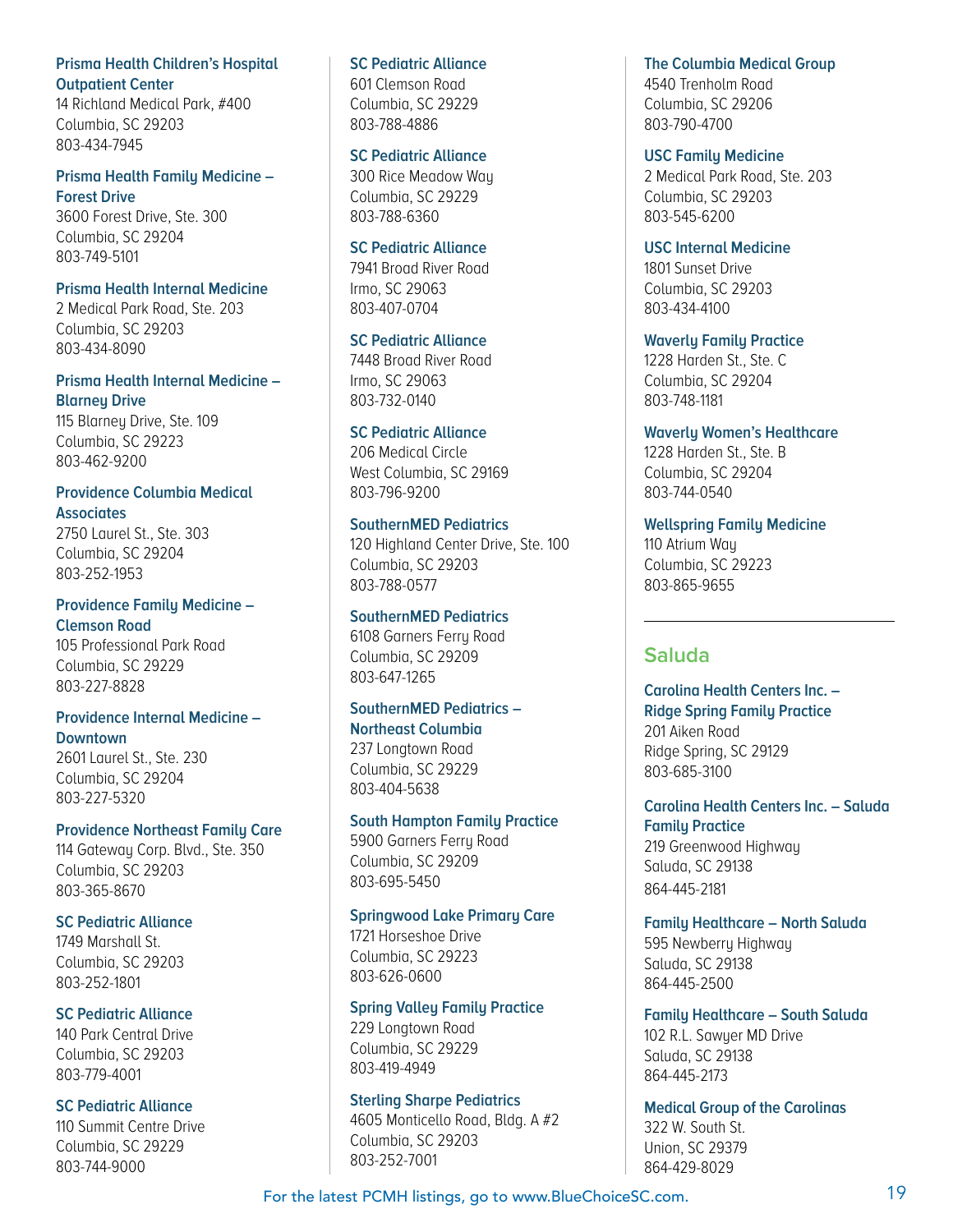**Prisma Health Children's Hospital Outpatient Center**
14 Richland Medical Park, #400
Columbia, SC 29203
803-434-7945

**Prisma Health Family Medicine – Forest Drive**
3600 Forest Drive, Ste. 300
Columbia, SC 29204
803-749-5101

**Prisma Health Internal Medicine**
2 Medical Park Road, Ste. 203
Columbia, SC 29203
803-434-8090

**Prisma Health Internal Medicine – Blarney Drive**
115 Blarney Drive, Ste. 109
Columbia, SC 29223
803-462-9200

**Providence Columbia Medical Associates**
2750 Laurel St., Ste. 303
Columbia, SC 29204
803-252-1953

**Providence Family Medicine – Clemson Road**
105 Professional Park Road
Columbia, SC 29229
803-227-8828

**Providence Internal Medicine – Downtown**
2601 Laurel St., Ste. 230
Columbia, SC 29204
803-227-5320

**Providence Northeast Family Care**
114 Gateway Corp. Blvd., Ste. 350
Columbia, SC 29203
803-365-8670

**SC Pediatric Alliance**
1749 Marshall St.
Columbia, SC 29203
803-252-1801

**SC Pediatric Alliance**
140 Park Central Drive
Columbia, SC 29203
803-779-4001

**SC Pediatric Alliance**
110 Summit Centre Drive
Columbia, SC 29229
803-744-9000

**SC Pediatric Alliance**
601 Clemson Road
Columbia, SC 29229
803-788-4886

**SC Pediatric Alliance**
300 Rice Meadow Way
Columbia, SC 29229
803-788-6360

**SC Pediatric Alliance**
7941 Broad River Road
Irmo, SC 29063
803-407-0704

**SC Pediatric Alliance**
7448 Broad River Road
Irmo, SC 29063
803-732-0140

**SC Pediatric Alliance**
206 Medical Circle
West Columbia, SC 29169
803-796-9200

**SouthernMED Pediatrics**
120 Highland Center Drive, Ste. 100
Columbia, SC 29203
803-788-0577

**SouthernMED Pediatrics**
6108 Garners Ferry Road
Columbia, SC 29209
803-647-1265

**SouthernMED Pediatrics – Northeast Columbia**
237 Longtown Road
Columbia, SC 29229
803-404-5638

**South Hampton Family Practice**
5900 Garners Ferry Road
Columbia, SC 29209
803-695-5450

**Springwood Lake Primary Care**
1721 Horseshoe Drive
Columbia, SC 29223
803-626-0600

**Spring Valley Family Practice**
229 Longtown Road
Columbia, SC 29229
803-419-4949

**Sterling Sharpe Pediatrics**
4605 Monticello Road, Bldg. A #2
Columbia, SC 29203
803-252-7001

**The Columbia Medical Group**
4540 Trenholm Road
Columbia, SC 29206
803-790-4700

**USC Family Medicine**
2 Medical Park Road, Ste. 203
Columbia, SC 29203
803-545-6200

**USC Internal Medicine**
1801 Sunset Drive
Columbia, SC 29203
803-434-4100

**Waverly Family Practice**
1228 Harden St., Ste. C
Columbia, SC 29204
803-748-1181

**Waverly Women's Healthcare**
1228 Harden St., Ste. B
Columbia, SC 29204
803-744-0540

**Wellspring Family Medicine**
110 Atrium Way
Columbia, SC 29223
803-865-9655

## Saluda

**Carolina Health Centers Inc. – Ridge Spring Family Practice**
201 Aiken Road
Ridge Spring, SC 29129
803-685-3100

**Carolina Health Centers Inc. – Saluda Family Practice**
219 Greenwood Highway
Saluda, SC 29138
864-445-2181

**Family Healthcare – North Saluda**
595 Newberry Highway
Saluda, SC 29138
864-445-2500

**Family Healthcare – South Saluda**
102 R.L. Sawyer MD Drive
Saluda, SC 29138
864-445-2173

**Medical Group of the Carolinas**
322 W. South St.
Union, SC 29379
864-429-8029

For the latest PCMH listings, go to www.BlueChoiceSC.com.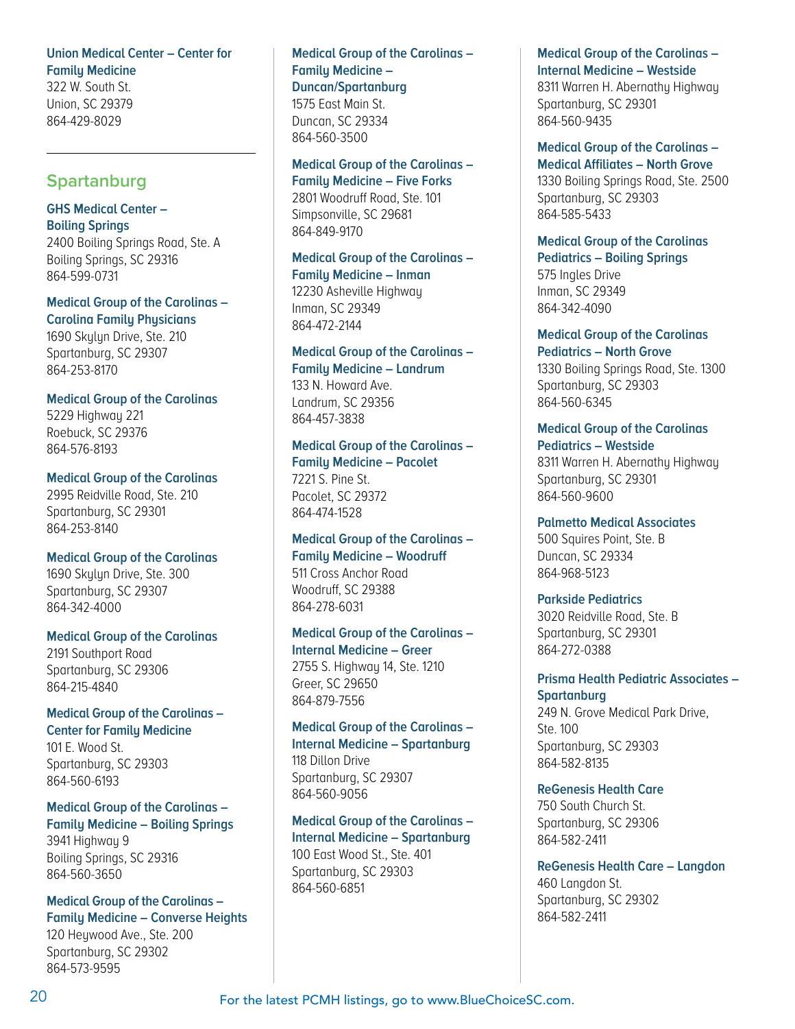**Union Medical Center – Center for Family Medicine**
322 W. South St.
Union, SC 29379
864-429-8029

## Spartanburg

**GHS Medical Center – Boiling Springs**
2400 Boiling Springs Road, Ste. A
Boiling Springs, SC 29316
864-599-0731

**Medical Group of the Carolinas – Carolina Family Physicians**
1690 Skylyn Drive, Ste. 210
Spartanburg, SC 29307
864-253-8170

**Medical Group of the Carolinas**
5229 Highway 221
Roebuck, SC 29376
864-576-8193

**Medical Group of the Carolinas**
2995 Reidville Road, Ste. 210
Spartanburg, SC 29301
864-253-8140

**Medical Group of the Carolinas**
1690 Skylyn Drive, Ste. 300
Spartanburg, SC 29307
864-342-4000

**Medical Group of the Carolinas**
2191 Southport Road
Spartanburg, SC 29306
864-215-4840

**Medical Group of the Carolinas – Center for Family Medicine**
101 E. Wood St.
Spartanburg, SC 29303
864-560-6193

**Medical Group of the Carolinas – Family Medicine – Boiling Springs**
3941 Highway 9
Boiling Springs, SC 29316
864-560-3650

**Medical Group of the Carolinas – Family Medicine – Converse Heights**
120 Heywood Ave., Ste. 200
Spartanburg, SC 29302
864-573-9595

**Medical Group of the Carolinas – Family Medicine – Duncan/Spartanburg**
1575 East Main St.
Duncan, SC 29334
864-560-3500

**Medical Group of the Carolinas – Family Medicine – Five Forks**
2801 Woodruff Road, Ste. 101
Simpsonville, SC 29681
864-849-9170

**Medical Group of the Carolinas – Family Medicine – Inman**
12230 Asheville Highway
Inman, SC 29349
864-472-2144

**Medical Group of the Carolinas – Family Medicine – Landrum**
133 N. Howard Ave.
Landrum, SC 29356
864-457-3838

**Medical Group of the Carolinas – Family Medicine – Pacolet**
7221 S. Pine St.
Pacolet, SC 29372
864-474-1528

**Medical Group of the Carolinas – Family Medicine – Woodruff**
511 Cross Anchor Road
Woodruff, SC 29388
864-278-6031

**Medical Group of the Carolinas – Internal Medicine – Greer**
2755 S. Highway 14, Ste. 1210
Greer, SC 29650
864-879-7556

**Medical Group of the Carolinas – Internal Medicine – Spartanburg**
118 Dillon Drive
Spartanburg, SC 29307
864-560-9056

**Medical Group of the Carolinas – Internal Medicine – Spartanburg**
100 East Wood St., Ste. 401
Spartanburg, SC 29303
864-560-6851

**Medical Group of the Carolinas – Internal Medicine – Westside**
8311 Warren H. Abernathy Highway
Spartanburg, SC 29301
864-560-9435

**Medical Group of the Carolinas – Medical Affiliates – North Grove**
1330 Boiling Springs Road, Ste. 2500
Spartanburg, SC 29303
864-585-5433

**Medical Group of the Carolinas Pediatrics – Boiling Springs**
575 Ingles Drive
Inman, SC 29349
864-342-4090

**Medical Group of the Carolinas Pediatrics – North Grove**
1330 Boiling Springs Road, Ste. 1300
Spartanburg, SC 29303
864-560-6345

**Medical Group of the Carolinas Pediatrics – Westside**
8311 Warren H. Abernathy Highway
Spartanburg, SC 29301
864-560-9600

**Palmetto Medical Associates**
500 Squires Point, Ste. B
Duncan, SC 29334
864-968-5123

**Parkside Pediatrics**
3020 Reidville Road, Ste. B
Spartanburg, SC 29301
864-272-0388

**Prisma Health Pediatric Associates – Spartanburg**
249 N. Grove Medical Park Drive, Ste. 100
Spartanburg, SC 29303
864-582-8135

**ReGenesis Health Care**
750 South Church St.
Spartanburg, SC 29306
864-582-2411

**ReGenesis Health Care – Langdon**
460 Langdon St.
Spartanburg, SC 29302
864-582-2411

For the latest PCMH listings, go to www.BlueChoiceSC.com.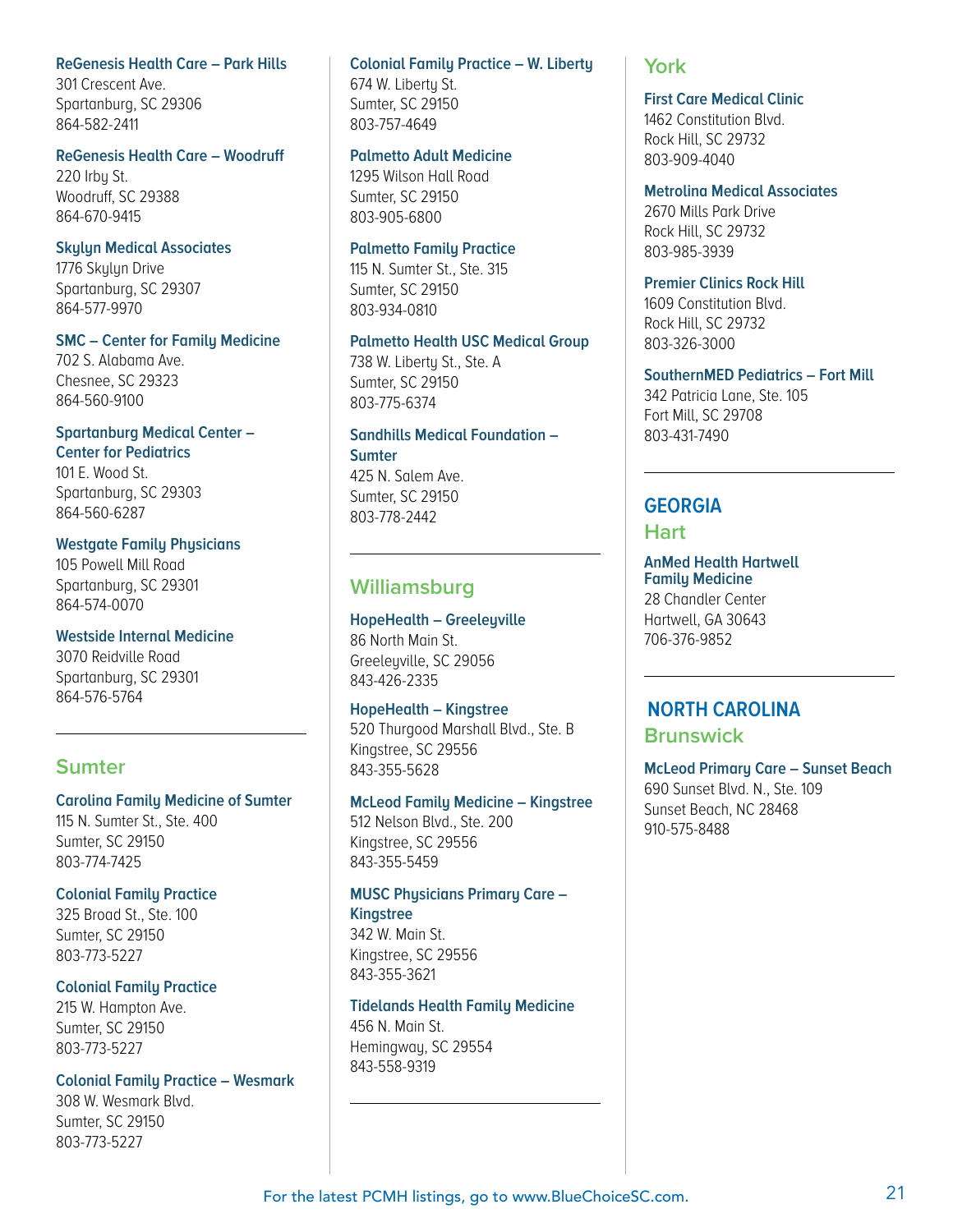**ReGenesis Health Care – Park Hills**
301 Crescent Ave.
Spartanburg, SC 29306
864-582-2411

**ReGenesis Health Care – Woodruff**
220 Irby St.
Woodruff, SC 29388
864-670-9415

**Skylyn Medical Associates**
1776 Skylyn Drive
Spartanburg, SC 29307
864-577-9970

**SMC – Center for Family Medicine**
702 S. Alabama Ave.
Chesnee, SC 29323
864-560-9100

**Spartanburg Medical Center – Center for Pediatrics**
101 E. Wood St.
Spartanburg, SC 29303
864-560-6287

**Westgate Family Physicians**
105 Powell Mill Road
Spartanburg, SC 29301
864-574-0070

**Westside Internal Medicine**
3070 Reidville Road
Spartanburg, SC 29301
864-576-5764

---

### Sumter

**Carolina Family Medicine of Sumter**
115 N. Sumter St., Ste. 400
Sumter, SC 29150
803-774-7425

**Colonial Family Practice**
325 Broad St., Ste. 100
Sumter, SC 29150
803-773-5227

**Colonial Family Practice**
215 W. Hampton Ave.
Sumter, SC 29150
803-773-5227

**Colonial Family Practice – Wesmark**
308 W. Wesmark Blvd.
Sumter, SC 29150
803-773-5227

**Colonial Family Practice – W. Liberty**
674 W. Liberty St.
Sumter, SC 29150
803-757-4649

**Palmetto Adult Medicine**
1295 Wilson Hall Road
Sumter, SC 29150
803-905-6800

**Palmetto Family Practice**
115 N. Sumter St., Ste. 315
Sumter, SC 29150
803-934-0810

**Palmetto Health USC Medical Group**
738 W. Liberty St., Ste. A
Sumter, SC 29150
803-775-6374

**Sandhills Medical Foundation – Sumter**
425 N. Salem Ave.
Sumter, SC 29150
803-778-2442

---

### Williamsburg

**HopeHealth – Greeleyville**
86 North Main St.
Greeleyville, SC 29056
843-426-2335

**HopeHealth – Kingstree**
520 Thurgood Marshall Blvd., Ste. B
Kingstree, SC 29556
843-355-5628

**McLeod Family Medicine – Kingstree**
512 Nelson Blvd., Ste. 200
Kingstree, SC 29556
843-355-5459

**MUSC Physicians Primary Care – Kingstree**
342 W. Main St.
Kingstree, SC 29556
843-355-3621

**Tidelands Health Family Medicine**
456 N. Main St.
Hemingway, SC 29554
843-558-9319

---

### York

**First Care Medical Clinic**
1462 Constitution Blvd.
Rock Hill, SC 29732
803-909-4040

**Metrolina Medical Associates**
2670 Mills Park Drive
Rock Hill, SC 29732
803-985-3939

**Premier Clinics Rock Hill**
1609 Constitution Blvd.
Rock Hill, SC 29732
803-326-3000

**SouthernMED Pediatrics – Fort Mill**
342 Patricia Lane, Ste. 105
Fort Mill, SC 29708
803-431-7490

---

## GEORGIA

### Hart

**AnMed Health Hartwell Family Medicine**
28 Chandler Center
Hartwell, GA 30643
706-376-9852

---

## NORTH CAROLINA

### Brunswick

**McLeod Primary Care – Sunset Beach**
690 Sunset Blvd. N., Ste. 109
Sunset Beach, NC 28468
910-575-8488

For the latest PCMH listings, go to www.BlueChoiceSC.com.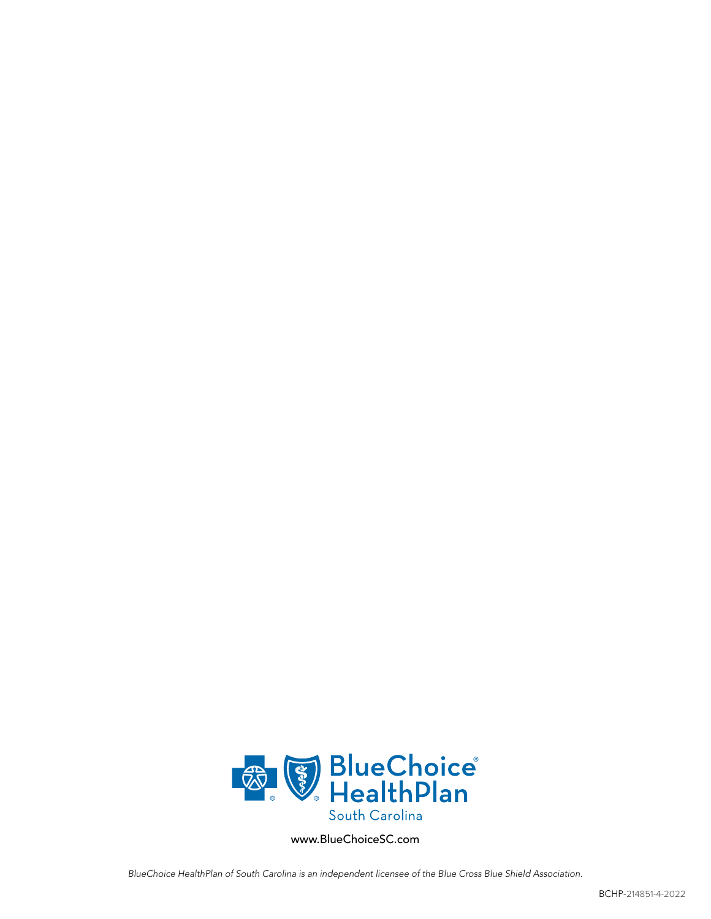BlueChoice® HealthPlan
South Carolina

www.BlueChoiceSC.com

*BlueChoice HealthPlan of South Carolina is an independent licensee of the Blue Cross Blue Shield Association.*

BCHP-214851-4-2022